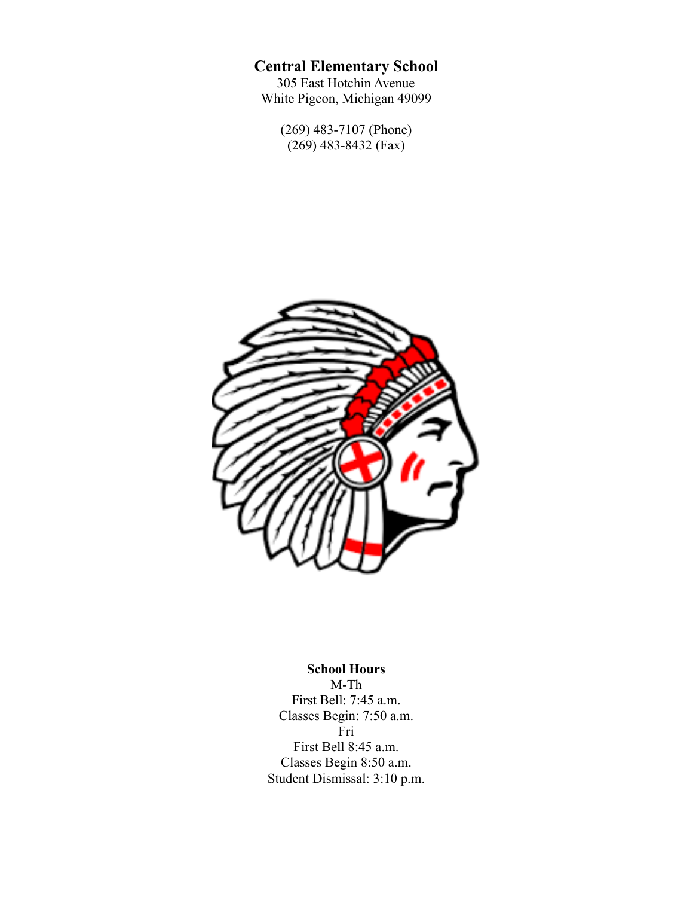# Central Elementary School

305 East Hotchin Avenue
White Pigeon, Michigan 49099

(269) 483-7107 (Phone)
(269) 483-8432 (Fax)

**School Hours**

M-Th
First Bell: 7:45 a.m.
Classes Begin: 7:50 a.m.
Fri
First Bell 8:45 a.m.
Classes Begin 8:50 a.m.
Student Dismissal: 3:10 p.m.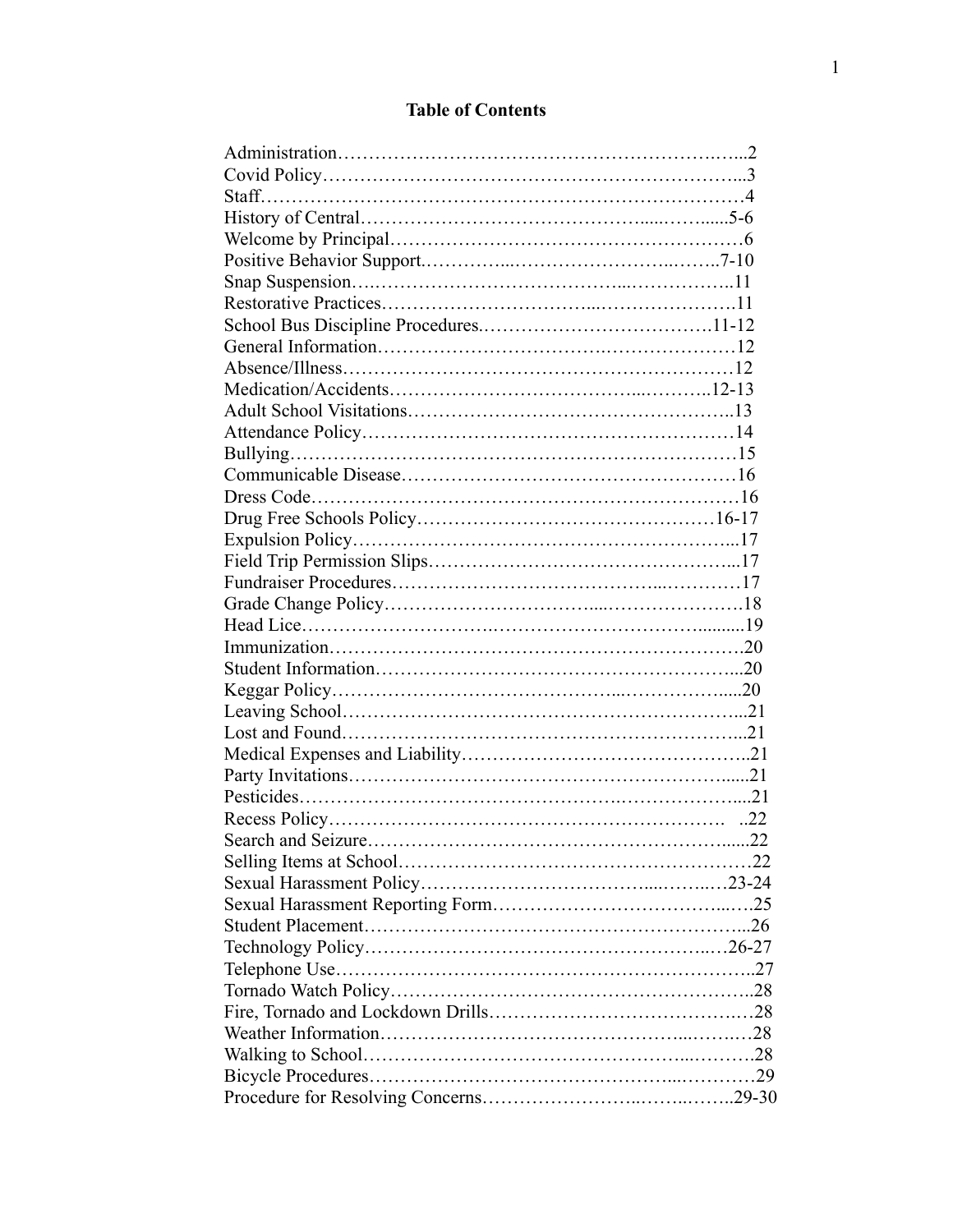# Table of Contents

Administration……………………………………………………..…...2
Covid Policy………………………………………………………….....3
Staff…………………………………………………………………….4
History of Central……………………………………......…......5-6
Welcome by Principal……………………………………………………6
Positive Behavior Support.…………...……………………...……..7-10
Snap Suspension….……………………………………...……………..11
Restorative Practices…………………………...…………………….11
School Bus Discipline Procedures.……………………………….11-12
General Information………………………….……………………12
Absence/Illness……………………………………………………12
Medication/Accidents………………………………...………..12-13
Adult School Visitations……………………………………………..13
Attendance Policy…………………………………………………14
Bullying…………………………………………………………15
Communicable Disease………………………………………………16
Dress Code…………………………………………….…………16
Drug Free Schools Policy………………………………………16-17
Expulsion Policy…………………………………………………...17
Field Trip Permission Slips…………………………………………...17
Fundraiser Procedures…………………………………...…………17
Grade Change Policy……………………………....………………….18
Head Lice……………………….……………………………..........19
Immunization…………………………………………………………20
Student Information……………………………………………………...20
Keggar Policy……………………………………...……………....20
Leaving School……………………………………………………...21
Lost and Found……………………………………………………...21
Medical Expenses and Liability………………………………………..21
Party Invitations…………………………………………………….....21
Pesticides…………………………………………….………………....21
Recess Policy………………………………………………………. ..22
Search and Seizure………………………………………………......22
Selling Items at School……………………………………………….22
Sexual Harassment Policy……………………………....……...…23-24
Sexual Harassment Reporting Form………………………………...….25
Student Placement…………………………………………………...26
Technology Policy…………………………………………...…26-27
Telephone Use………………………………………………………..27
Tornado Watch Policy………………………………………………..28
Fire, Tornado and Lockdown Drills………………………………….…28
Weather Information…………………………………...……..…28
Walking to School………………………………………...……….28
Bicycle Procedures………………………………………...…………29
Procedure for Resolving Concerns……………………..……..……..29-30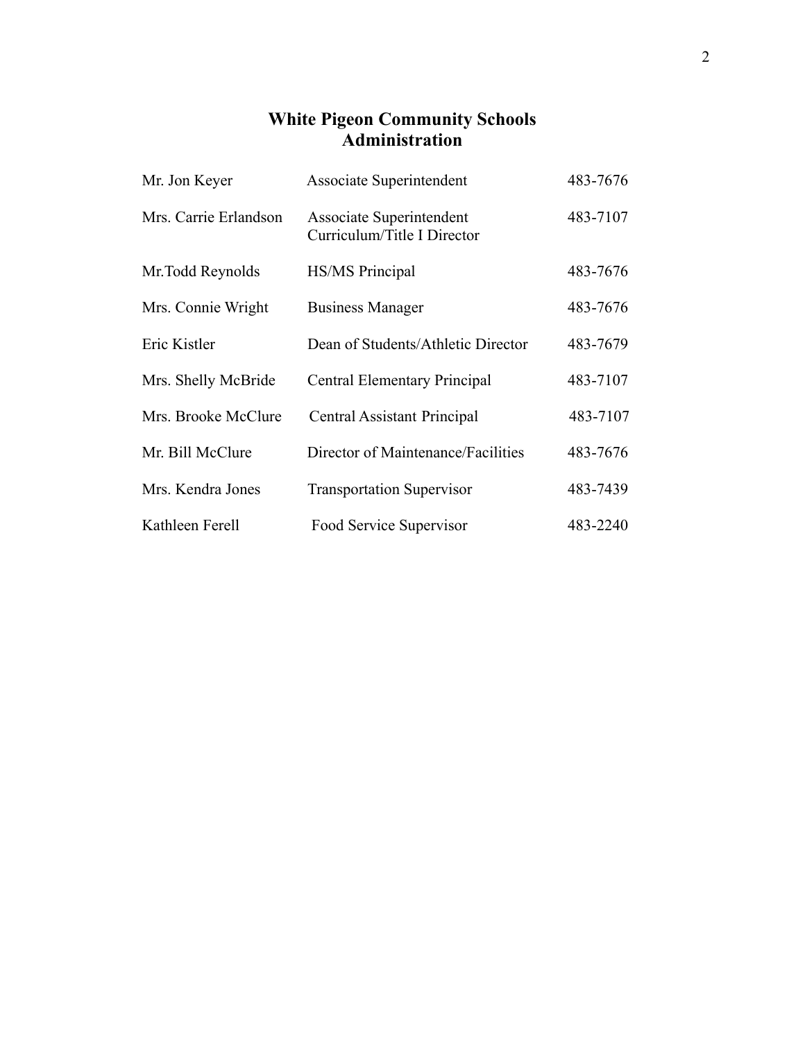# White Pigeon Community Schools
## Administration

| Name | Position | Phone |
|---|---|---|
| Mr. Jon Keyer | Associate Superintendent | 483-7676 |
| Mrs. Carrie Erlandson | Associate Superintendent Curriculum/Title I Director | 483-7107 |
| Mr.Todd Reynolds | HS/MS Principal | 483-7676 |
| Mrs. Connie Wright | Business Manager | 483-7676 |
| Eric Kistler | Dean of Students/Athletic Director | 483-7679 |
| Mrs. Shelly McBride | Central Elementary Principal | 483-7107 |
| Mrs. Brooke McClure | Central Assistant Principal | 483-7107 |
| Mr. Bill McClure | Director of Maintenance/Facilities | 483-7676 |
| Mrs. Kendra Jones | Transportation Supervisor | 483-7439 |
| Kathleen Ferell | Food Service Supervisor | 483-2240 |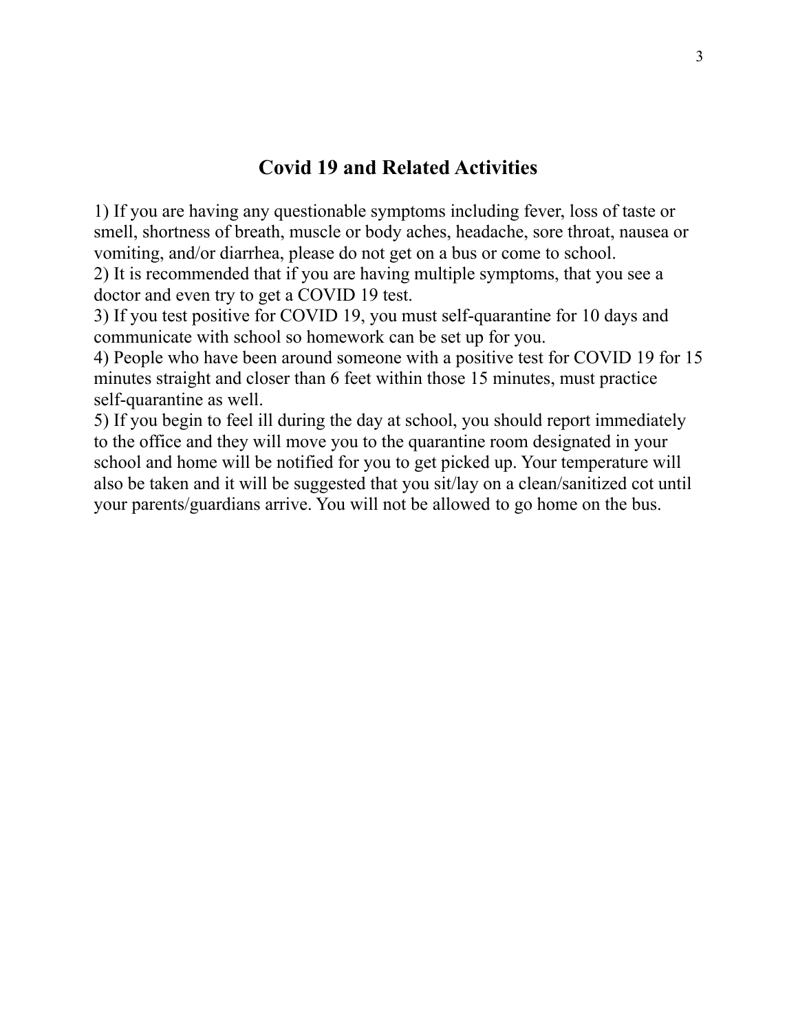## Covid 19 and Related Activities

1) If you are having any questionable symptoms including fever, loss of taste or smell, shortness of breath, muscle or body aches, headache, sore throat, nausea or vomiting, and/or diarrhea, please do not get on a bus or come to school.
2) It is recommended that if you are having multiple symptoms, that you see a doctor and even try to get a COVID 19 test.
3) If you test positive for COVID 19, you must self-quarantine for 10 days and communicate with school so homework can be set up for you.
4) People who have been around someone with a positive test for COVID 19 for 15 minutes straight and closer than 6 feet within those 15 minutes, must practice self-quarantine as well.
5) If you begin to feel ill during the day at school, you should report immediately to the office and they will move you to the quarantine room designated in your school and home will be notified for you to get picked up. Your temperature will also be taken and it will be suggested that you sit/lay on a clean/sanitized cot until your parents/guardians arrive. You will not be allowed to go home on the bus.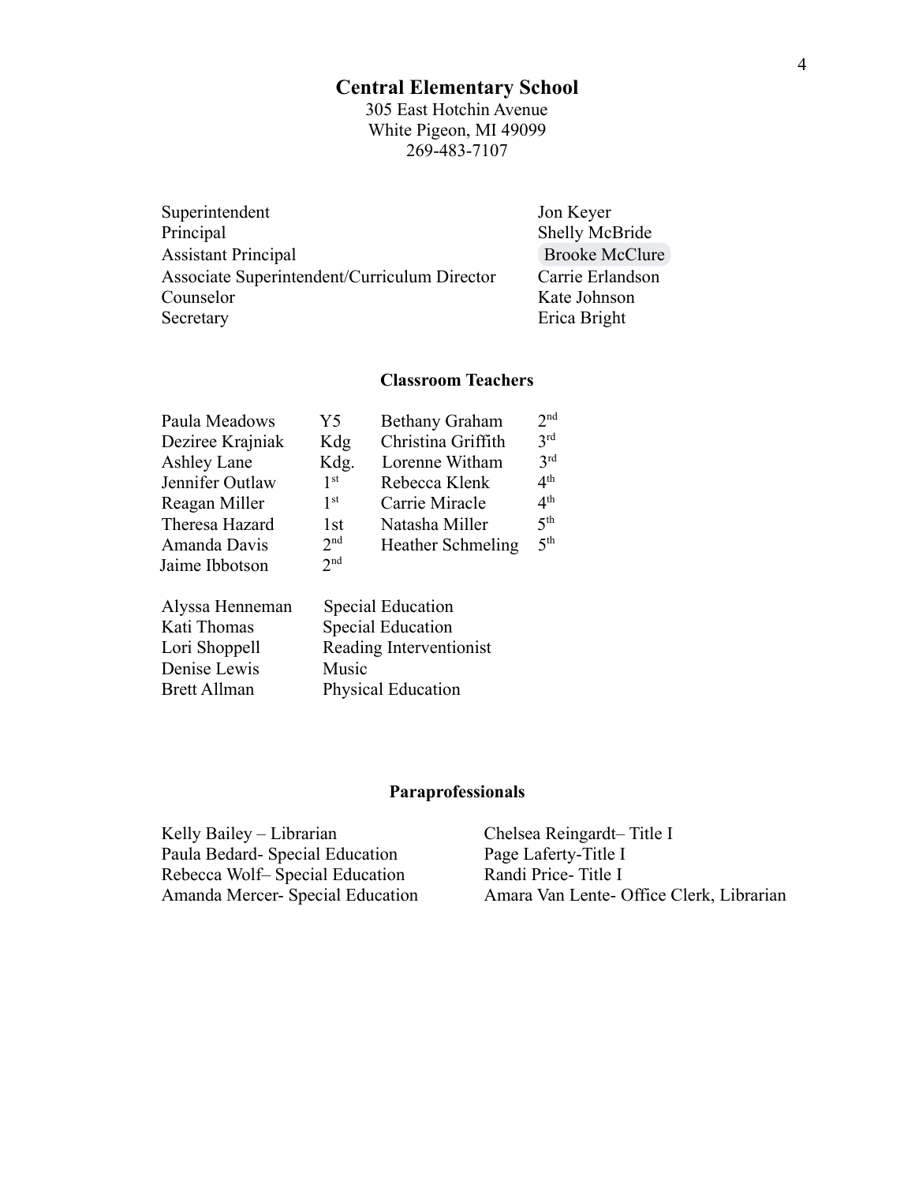# Central Elementary School

305 East Hotchin Avenue
White Pigeon, MI 49099
269-483-7107

| | |
|---|---|
| Superintendent | Jon Keyer |
| Principal | Shelly McBride |
| Assistant Principal | Brooke McClure |
| Associate Superintendent/Curriculum Director | Carrie Erlandson |
| Counselor | Kate Johnson |
| Secretary | Erica Bright |

## Classroom Teachers

| | | | |
|---|---|---|---|
| Paula Meadows | Y5 | Bethany Graham | 2nd |
| Deziree Krajniak | Kdg | Christina Griffith | 3rd |
| Ashley Lane | Kdg. | Lorenne Witham | 3rd |
| Jennifer Outlaw | 1st | Rebecca Klenk | 4th |
| Reagan Miller | 1st | Carrie Miracle | 4th |
| Theresa Hazard | 1st | Natasha Miller | 5th |
| Amanda Davis | 2nd | Heather Schmeling | 5th |
| Jaime Ibbotson | 2nd | | |

| | |
|---|---|
| Alyssa Henneman | Special Education |
| Kati Thomas | Special Education |
| Lori Shoppell | Reading Interventionist |
| Denise Lewis | Music |
| Brett Allman | Physical Education |

## Paraprofessionals

| | |
|---|---|
| Kelly Bailey – Librarian | Chelsea Reingardt– Title I |
| Paula Bedard- Special Education | Page Laferty-Title I |
| Rebecca Wolf– Special Education | Randi Price- Title I |
| Amanda Mercer- Special Education | Amara Van Lente- Office Clerk, Librarian |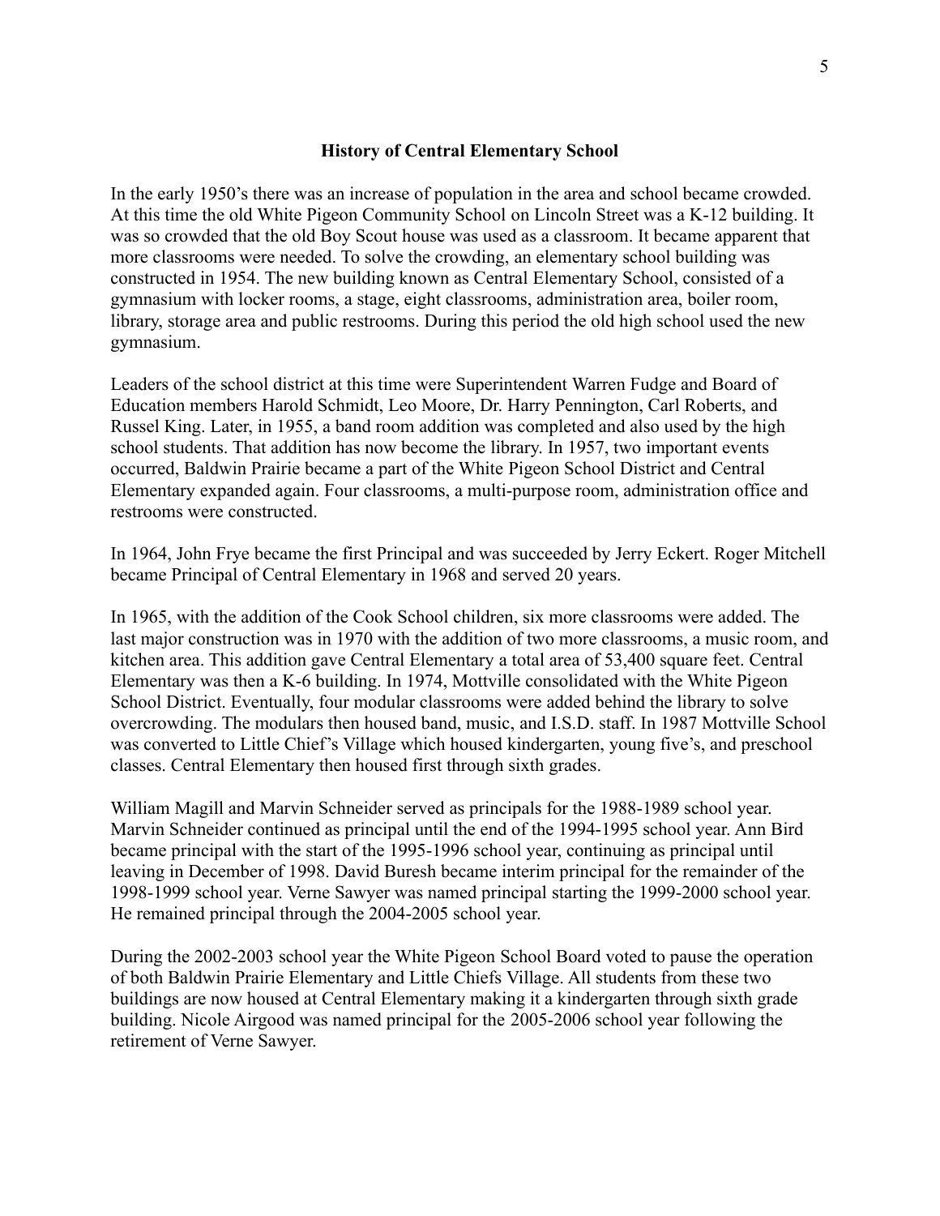## History of Central Elementary School

In the early 1950's there was an increase of population in the area and school became crowded. At this time the old White Pigeon Community School on Lincoln Street was a K-12 building. It was so crowded that the old Boy Scout house was used as a classroom. It became apparent that more classrooms were needed. To solve the crowding, an elementary school building was constructed in 1954. The new building known as Central Elementary School, consisted of a gymnasium with locker rooms, a stage, eight classrooms, administration area, boiler room, library, storage area and public restrooms. During this period the old high school used the new gymnasium.

Leaders of the school district at this time were Superintendent Warren Fudge and Board of Education members Harold Schmidt, Leo Moore, Dr. Harry Pennington, Carl Roberts, and Russel King. Later, in 1955, a band room addition was completed and also used by the high school students. That addition has now become the library. In 1957, two important events occurred, Baldwin Prairie became a part of the White Pigeon School District and Central Elementary expanded again. Four classrooms, a multi-purpose room, administration office and restrooms were constructed.

In 1964, John Frye became the first Principal and was succeeded by Jerry Eckert. Roger Mitchell became Principal of Central Elementary in 1968 and served 20 years.

In 1965, with the addition of the Cook School children, six more classrooms were added. The last major construction was in 1970 with the addition of two more classrooms, a music room, and kitchen area. This addition gave Central Elementary a total area of 53,400 square feet. Central Elementary was then a K-6 building. In 1974, Mottville consolidated with the White Pigeon School District. Eventually, four modular classrooms were added behind the library to solve overcrowding. The modulars then housed band, music, and I.S.D. staff. In 1987 Mottville School was converted to Little Chief's Village which housed kindergarten, young five's, and preschool classes. Central Elementary then housed first through sixth grades.

William Magill and Marvin Schneider served as principals for the 1988-1989 school year. Marvin Schneider continued as principal until the end of the 1994-1995 school year. Ann Bird became principal with the start of the 1995-1996 school year, continuing as principal until leaving in December of 1998. David Buresh became interim principal for the remainder of the 1998-1999 school year. Verne Sawyer was named principal starting the 1999-2000 school year. He remained principal through the 2004-2005 school year.

During the 2002-2003 school year the White Pigeon School Board voted to pause the operation of both Baldwin Prairie Elementary and Little Chiefs Village. All students from these two buildings are now housed at Central Elementary making it a kindergarten through sixth grade building. Nicole Airgood was named principal for the 2005-2006 school year following the retirement of Verne Sawyer.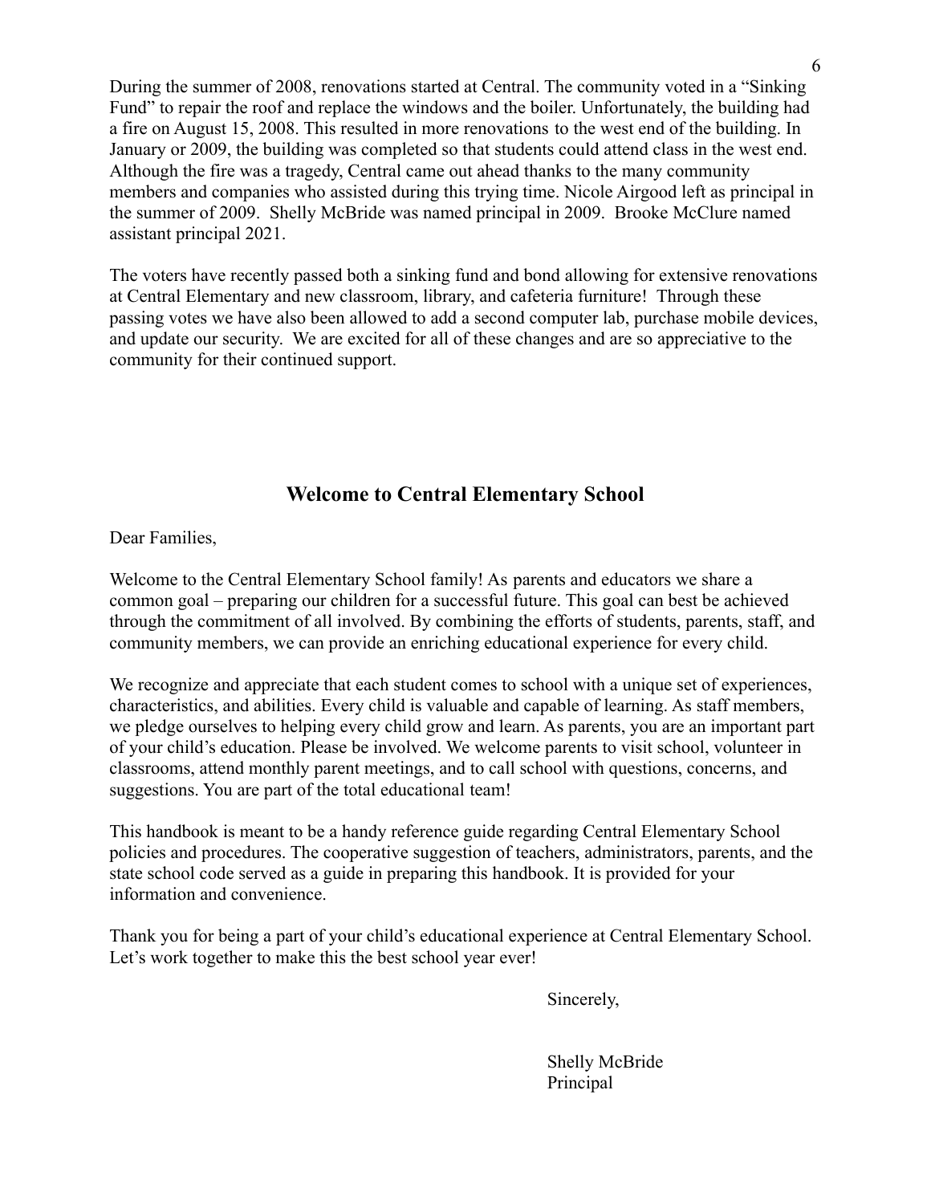During the summer of 2008, renovations started at Central. The community voted in a "Sinking Fund" to repair the roof and replace the windows and the boiler. Unfortunately, the building had a fire on August 15, 2008. This resulted in more renovations to the west end of the building. In January or 2009, the building was completed so that students could attend class in the west end. Although the fire was a tragedy, Central came out ahead thanks to the many community members and companies who assisted during this trying time. Nicole Airgood left as principal in the summer of 2009. Shelly McBride was named principal in 2009. Brooke McClure named assistant principal 2021.

The voters have recently passed both a sinking fund and bond allowing for extensive renovations at Central Elementary and new classroom, library, and cafeteria furniture! Through these passing votes we have also been allowed to add a second computer lab, purchase mobile devices, and update our security. We are excited for all of these changes and are so appreciative to the community for their continued support.

## Welcome to Central Elementary School

Dear Families,

Welcome to the Central Elementary School family! As parents and educators we share a common goal – preparing our children for a successful future. This goal can best be achieved through the commitment of all involved. By combining the efforts of students, parents, staff, and community members, we can provide an enriching educational experience for every child.

We recognize and appreciate that each student comes to school with a unique set of experiences, characteristics, and abilities. Every child is valuable and capable of learning. As staff members, we pledge ourselves to helping every child grow and learn. As parents, you are an important part of your child's education. Please be involved. We welcome parents to visit school, volunteer in classrooms, attend monthly parent meetings, and to call school with questions, concerns, and suggestions. You are part of the total educational team!

This handbook is meant to be a handy reference guide regarding Central Elementary School policies and procedures. The cooperative suggestion of teachers, administrators, parents, and the state school code served as a guide in preparing this handbook. It is provided for your information and convenience.

Thank you for being a part of your child's educational experience at Central Elementary School. Let's work together to make this the best school year ever!

Sincerely,

Shelly McBride
Principal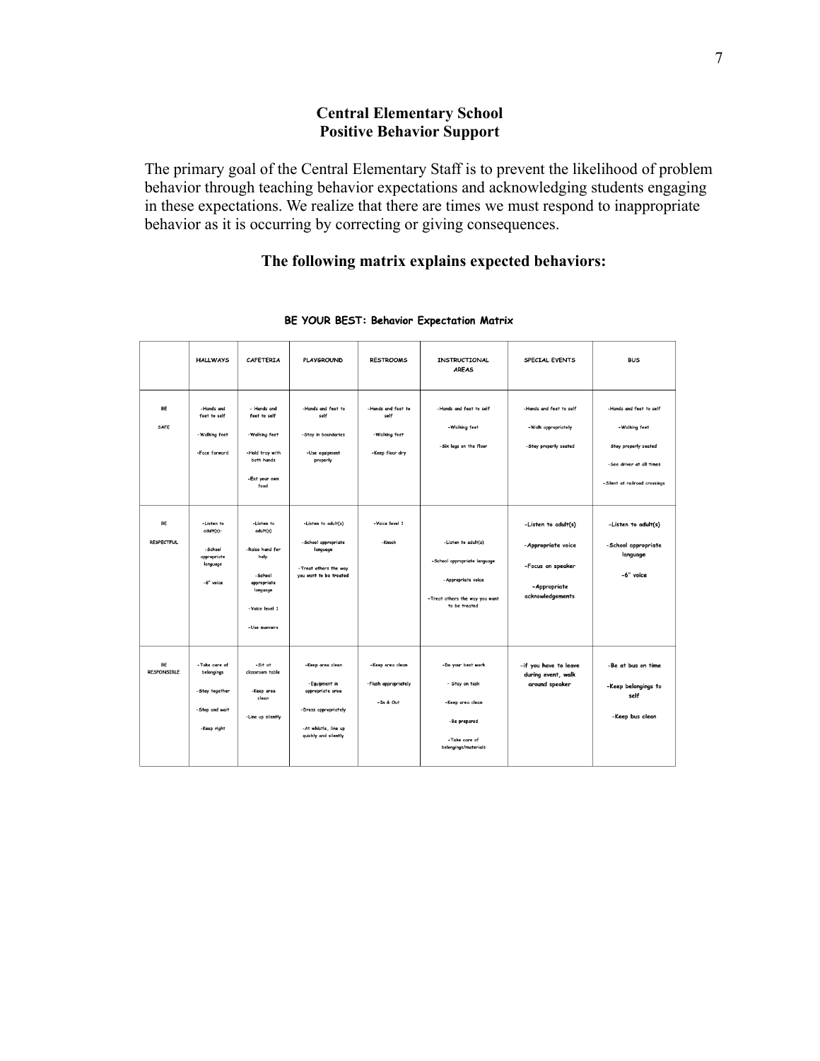# Central Elementary School
# Positive Behavior Support

The primary goal of the Central Elementary Staff is to prevent the likelihood of problem behavior through teaching behavior expectations and acknowledging students engaging in these expectations. We realize that there are times we must respond to inappropriate behavior as it is occurring by correcting or giving consequences.

### The following matrix explains expected behaviors:

**BE YOUR BEST: Behavior Expectation Matrix**

| | HALLWAYS | CAFETERIA | PLAYGROUND | RESTROOMS | INSTRUCTIONAL AREAS | SPECIAL EVENTS | BUS |
|---|---|---|---|---|---|---|---|
| BE SAFE | -Hands and feet to self<br>-Walking feet<br>-Face forward | - Hands and feet to self<br>-Walking feet<br>-Hold tray with both hands<br>-Eat your own food | -Hands and feet to self<br>-Stay in boundaries<br>-Use equipment properly | -Hands and feet to self<br>-Walking feet<br>-Keep floor dry | -Hands and feet to self<br>-Walking feet<br>-Six legs on the floor | -Hands and feet to self<br>-Walk appropriately<br>-Stay properly seated | -Hands and feet to self<br>-Walking feet<br>Stay properly seated<br>-See driver at all times<br>-Silent at railroad crossings |
| BE RESPECTFUL | -Listen to adult(s)-<br>-School appropriate language<br>-6" voice | -Listen to adult(s)<br>-Raise hand for help<br>-School appropriate language<br>-Voice level 1<br>-Use manners | -Listen to adult(s)<br>-School appropriate language<br>-Treat others the way you want to be treated | -Voice level 1<br>-Knock | -Listen to adult(s)<br>-School appropriate language<br>-Appropriate voice<br>-Treat others the way you want to be treated | -Listen to adult(s)<br>-Appropriate voice<br>-Focus on speaker<br>-Appropriate acknowledgements | -Listen to adult(s)<br>-School appropriate language<br>-6" voice |
| BE RESPONSIBLE | -Take care of belongings<br>-Stay together<br>-Stop and wait<br>-Keep right | -Sit at classroom table<br>-Keep area clean<br>-Line up silently | -Keep area clean<br>-Equipment in appropriate area<br>-Dress appropriately<br>-At whistle, line up quickly and silently | -Keep area clean<br>-Flush appropriately<br>-In & Out | -Do your best work<br>- Stay on task<br>-Keep area clean<br>-Be prepared<br>-Take care of belongings/materials | -if you have to leave during event, walk around speaker | -Be at bus on time<br>-Keep belongings to self<br>-Keep bus clean |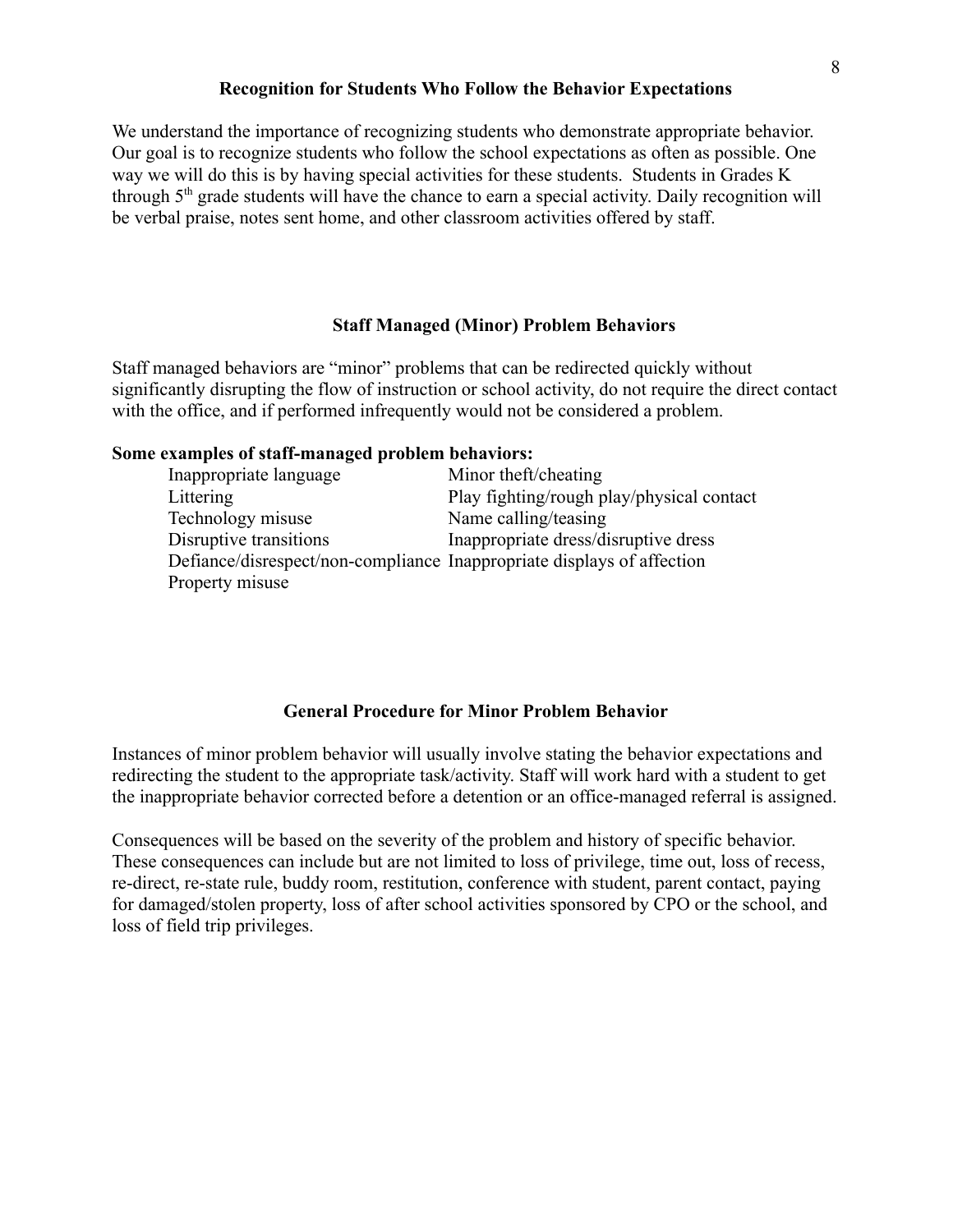### Recognition for Students Who Follow the Behavior Expectations

We understand the importance of recognizing students who demonstrate appropriate behavior. Our goal is to recognize students who follow the school expectations as often as possible. One way we will do this is by having special activities for these students. Students in Grades K through 5th grade students will have the chance to earn a special activity. Daily recognition will be verbal praise, notes sent home, and other classroom activities offered by staff.

### Staff Managed (Minor) Problem Behaviors

Staff managed behaviors are "minor" problems that can be redirected quickly without significantly disrupting the flow of instruction or school activity, do not require the direct contact with the office, and if performed infrequently would not be considered a problem.

**Some examples of staff-managed problem behaviors:**

- Inappropriate language
- Littering
- Technology misuse
- Disruptive transitions
- Defiance/disrespect/non-compliance
- Property misuse
- Minor theft/cheating
- Play fighting/rough play/physical contact
- Name calling/teasing
- Inappropriate dress/disruptive dress
- Inappropriate displays of affection

### General Procedure for Minor Problem Behavior

Instances of minor problem behavior will usually involve stating the behavior expectations and redirecting the student to the appropriate task/activity. Staff will work hard with a student to get the inappropriate behavior corrected before a detention or an office-managed referral is assigned.

Consequences will be based on the severity of the problem and history of specific behavior. These consequences can include but are not limited to loss of privilege, time out, loss of recess, re-direct, re-state rule, buddy room, restitution, conference with student, parent contact, paying for damaged/stolen property, loss of after school activities sponsored by CPO or the school, and loss of field trip privileges.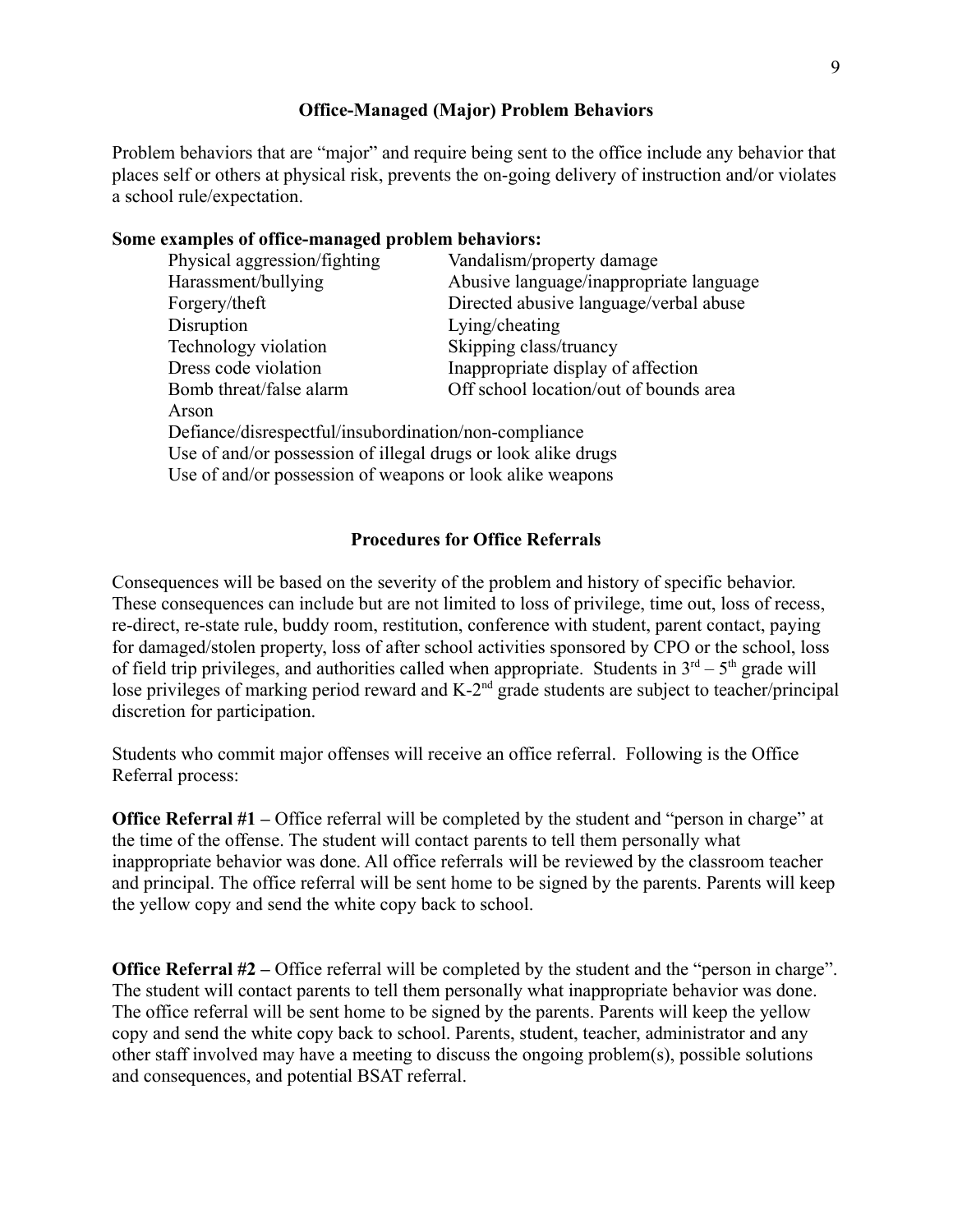## Office-Managed (Major) Problem Behaviors

Problem behaviors that are "major" and require being sent to the office include any behavior that places self or others at physical risk, prevents the on-going delivery of instruction and/or violates a school rule/expectation.

**Some examples of office-managed problem behaviors:**

| | |
|---|---|
| Physical aggression/fighting | Vandalism/property damage |
| Harassment/bullying | Abusive language/inappropriate language |
| Forgery/theft | Directed abusive language/verbal abuse |
| Disruption | Lying/cheating |
| Technology violation | Skipping class/truancy |
| Dress code violation | Inappropriate display of affection |
| Bomb threat/false alarm | Off school location/out of bounds area |
| Arson | |

Defiance/disrespectful/insubordination/non-compliance
Use of and/or possession of illegal drugs or look alike drugs
Use of and/or possession of weapons or look alike weapons

## Procedures for Office Referrals

Consequences will be based on the severity of the problem and history of specific behavior. These consequences can include but are not limited to loss of privilege, time out, loss of recess, re-direct, re-state rule, buddy room, restitution, conference with student, parent contact, paying for damaged/stolen property, loss of after school activities sponsored by CPO or the school, loss of field trip privileges, and authorities called when appropriate. Students in 3rd – 5th grade will lose privileges of marking period reward and K-2nd grade students are subject to teacher/principal discretion for participation.

Students who commit major offenses will receive an office referral. Following is the Office Referral process:

**Office Referral #1 –** Office referral will be completed by the student and "person in charge" at the time of the offense. The student will contact parents to tell them personally what inappropriate behavior was done. All office referrals will be reviewed by the classroom teacher and principal. The office referral will be sent home to be signed by the parents. Parents will keep the yellow copy and send the white copy back to school.

**Office Referral #2 –** Office referral will be completed by the student and the "person in charge". The student will contact parents to tell them personally what inappropriate behavior was done. The office referral will be sent home to be signed by the parents. Parents will keep the yellow copy and send the white copy back to school. Parents, student, teacher, administrator and any other staff involved may have a meeting to discuss the ongoing problem(s), possible solutions and consequences, and potential BSAT referral.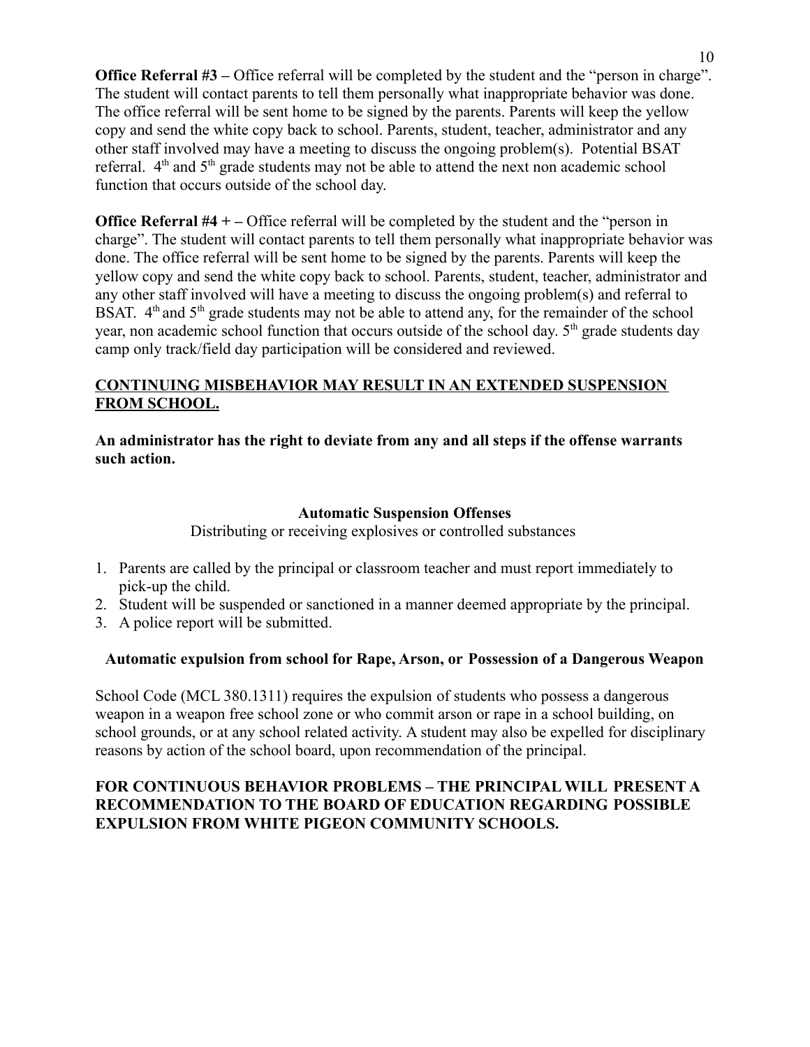**Office Referral #3 –** Office referral will be completed by the student and the "person in charge". The student will contact parents to tell them personally what inappropriate behavior was done. The office referral will be sent home to be signed by the parents. Parents will keep the yellow copy and send the white copy back to school. Parents, student, teacher, administrator and any other staff involved may have a meeting to discuss the ongoing problem(s). Potential BSAT referral. 4th and 5th grade students may not be able to attend the next non academic school function that occurs outside of the school day.

**Office Referral #4 + –** Office referral will be completed by the student and the "person in charge". The student will contact parents to tell them personally what inappropriate behavior was done. The office referral will be sent home to be signed by the parents. Parents will keep the yellow copy and send the white copy back to school. Parents, student, teacher, administrator and any other staff involved will have a meeting to discuss the ongoing problem(s) and referral to BSAT. 4th and 5th grade students may not be able to attend any, for the remainder of the school year, non academic school function that occurs outside of the school day. 5th grade students day camp only track/field day participation will be considered and reviewed.

**CONTINUING MISBEHAVIOR MAY RESULT IN AN EXTENDED SUSPENSION FROM SCHOOL.**

**An administrator has the right to deviate from any and all steps if the offense warrants such action.**

### Automatic Suspension Offenses

Distributing or receiving explosives or controlled substances

1. Parents are called by the principal or classroom teacher and must report immediately to pick-up the child.
2. Student will be suspended or sanctioned in a manner deemed appropriate by the principal.
3. A police report will be submitted.

### Automatic expulsion from school for Rape, Arson, or Possession of a Dangerous Weapon

School Code (MCL 380.1311) requires the expulsion of students who possess a dangerous weapon in a weapon free school zone or who commit arson or rape in a school building, on school grounds, or at any school related activity. A student may also be expelled for disciplinary reasons by action of the school board, upon recommendation of the principal.

**FOR CONTINUOUS BEHAVIOR PROBLEMS – THE PRINCIPAL WILL PRESENT A RECOMMENDATION TO THE BOARD OF EDUCATION REGARDING POSSIBLE EXPULSION FROM WHITE PIGEON COMMUNITY SCHOOLS.**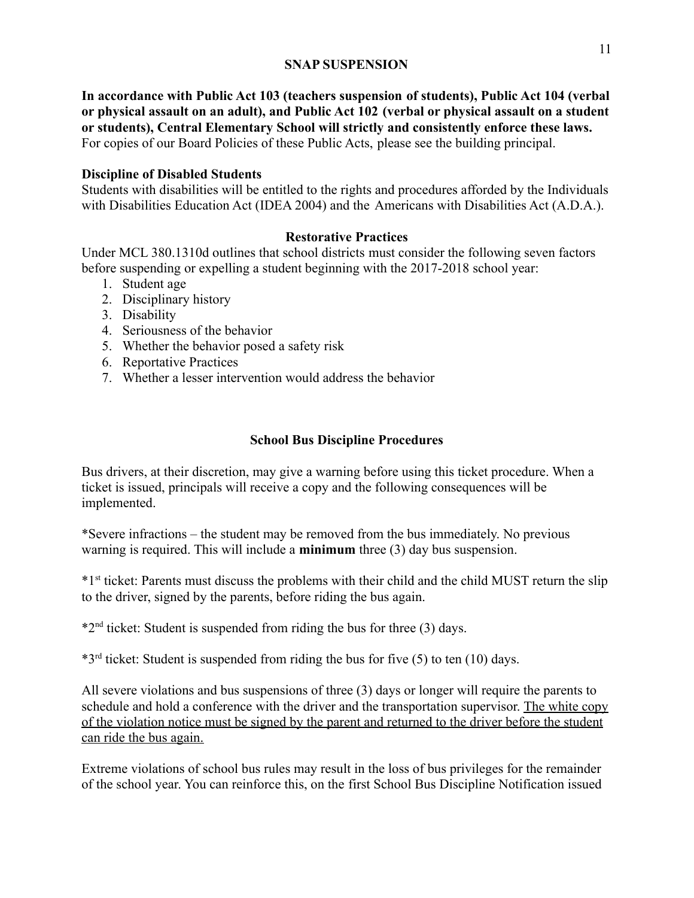## SNAP SUSPENSION

**In accordance with Public Act 103 (teachers suspension of students), Public Act 104 (verbal or physical assault on an adult), and Public Act 102 (verbal or physical assault on a student or students), Central Elementary School will strictly and consistently enforce these laws.** For copies of our Board Policies of these Public Acts, please see the building principal.

**Discipline of Disabled Students**
Students with disabilities will be entitled to the rights and procedures afforded by the Individuals with Disabilities Education Act (IDEA 2004) and the Americans with Disabilities Act (A.D.A.).

### Restorative Practices

Under MCL 380.1310d outlines that school districts must consider the following seven factors before suspending or expelling a student beginning with the 2017-2018 school year:

1. Student age
2. Disciplinary history
3. Disability
4. Seriousness of the behavior
5. Whether the behavior posed a safety risk
6. Reportative Practices
7. Whether a lesser intervention would address the behavior

### School Bus Discipline Procedures

Bus drivers, at their discretion, may give a warning before using this ticket procedure. When a ticket is issued, principals will receive a copy and the following consequences will be implemented.

*Severe infractions – the student may be removed from the bus immediately. No previous warning is required. This will include a **minimum** three (3) day bus suspension.

*1st ticket: Parents must discuss the problems with their child and the child MUST return the slip to the driver, signed by the parents, before riding the bus again.

*2nd ticket: Student is suspended from riding the bus for three (3) days.

*3rd ticket: Student is suspended from riding the bus for five (5) to ten (10) days.

All severe violations and bus suspensions of three (3) days or longer will require the parents to schedule and hold a conference with the driver and the transportation supervisor. <u>The white copy of the violation notice must be signed by the parent and returned to the driver before the student can ride the bus again.</u>

Extreme violations of school bus rules may result in the loss of bus privileges for the remainder of the school year. You can reinforce this, on the first School Bus Discipline Notification issued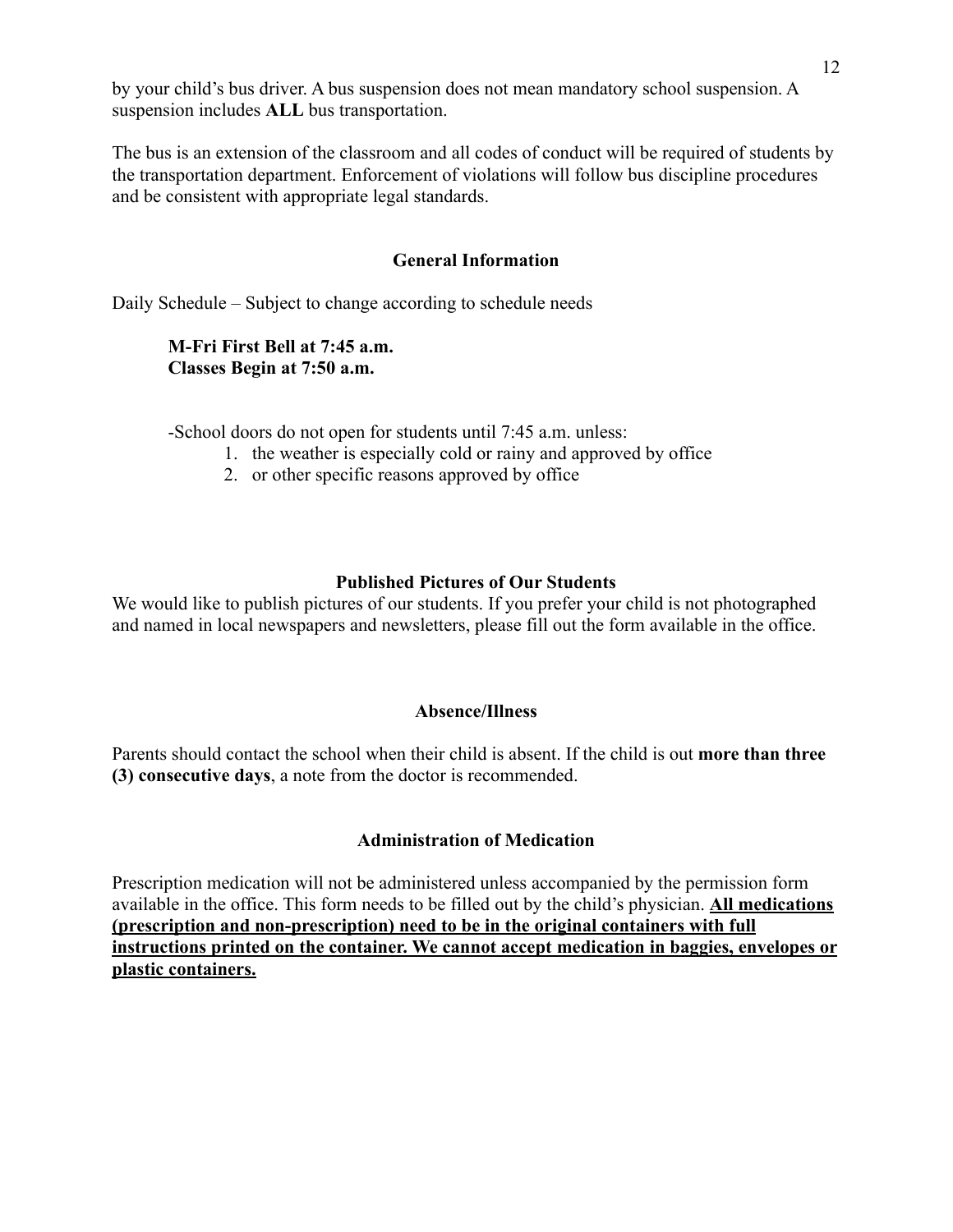by your child's bus driver. A bus suspension does not mean mandatory school suspension. A suspension includes **ALL** bus transportation.

The bus is an extension of the classroom and all codes of conduct will be required of students by the transportation department. Enforcement of violations will follow bus discipline procedures and be consistent with appropriate legal standards.

## General Information

Daily Schedule – Subject to change according to schedule needs

**M-Fri First Bell at 7:45 a.m.**
**Classes Begin at 7:50 a.m.**

-School doors do not open for students until 7:45 a.m. unless:

1. the weather is especially cold or rainy and approved by office
2. or other specific reasons approved by office

## Published Pictures of Our Students

We would like to publish pictures of our students. If you prefer your child is not photographed and named in local newspapers and newsletters, please fill out the form available in the office.

## Absence/Illness

Parents should contact the school when their child is absent. If the child is out **more than three (3) consecutive days**, a note from the doctor is recommended.

## Administration of Medication

Prescription medication will not be administered unless accompanied by the permission form available in the office. This form needs to be filled out by the child's physician. **<u>All medications (prescription and non-prescription) need to be in the original containers with full instructions printed on the container. We cannot accept medication in baggies, envelopes or plastic containers.</u>**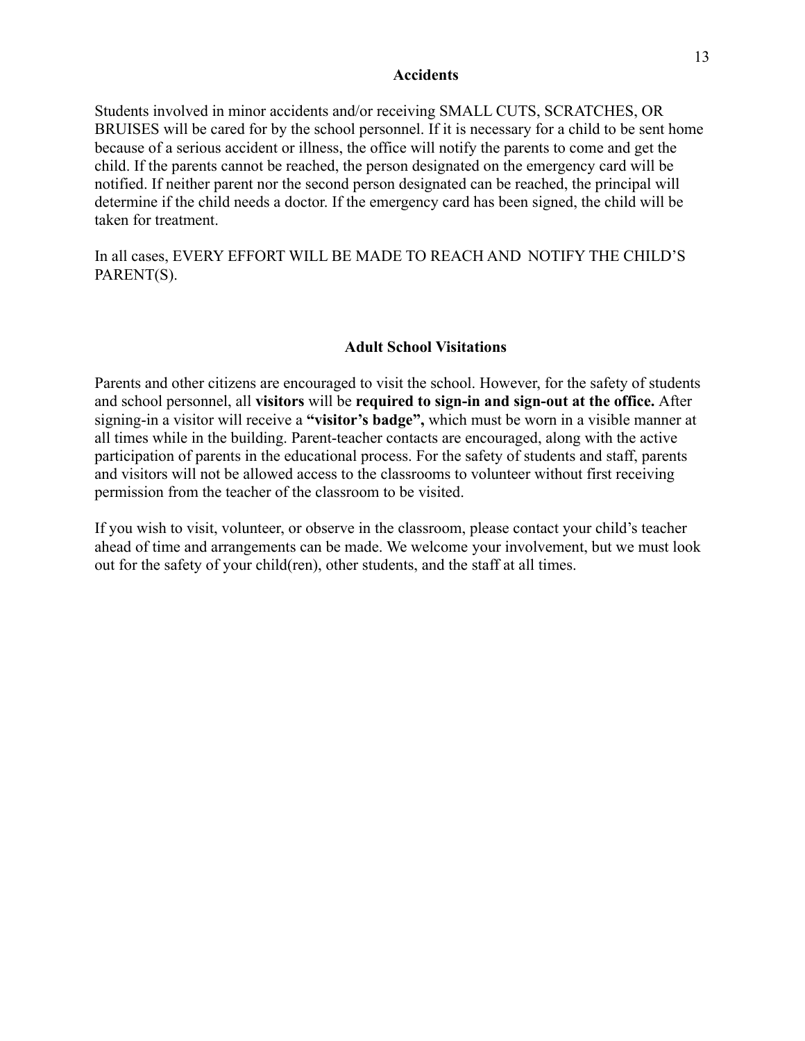## Accidents

Students involved in minor accidents and/or receiving SMALL CUTS, SCRATCHES, OR BRUISES will be cared for by the school personnel. If it is necessary for a child to be sent home because of a serious accident or illness, the office will notify the parents to come and get the child. If the parents cannot be reached, the person designated on the emergency card will be notified. If neither parent nor the second person designated can be reached, the principal will determine if the child needs a doctor. If the emergency card has been signed, the child will be taken for treatment.

In all cases, EVERY EFFORT WILL BE MADE TO REACH AND NOTIFY THE CHILD'S PARENT(S).

## Adult School Visitations

Parents and other citizens are encouraged to visit the school. However, for the safety of students and school personnel, all **visitors** will be **required to sign-in and sign-out at the office.** After signing-in a visitor will receive a **"visitor's badge",** which must be worn in a visible manner at all times while in the building. Parent-teacher contacts are encouraged, along with the active participation of parents in the educational process. For the safety of students and staff, parents and visitors will not be allowed access to the classrooms to volunteer without first receiving permission from the teacher of the classroom to be visited.

If you wish to visit, volunteer, or observe in the classroom, please contact your child's teacher ahead of time and arrangements can be made. We welcome your involvement, but we must look out for the safety of your child(ren), other students, and the staff at all times.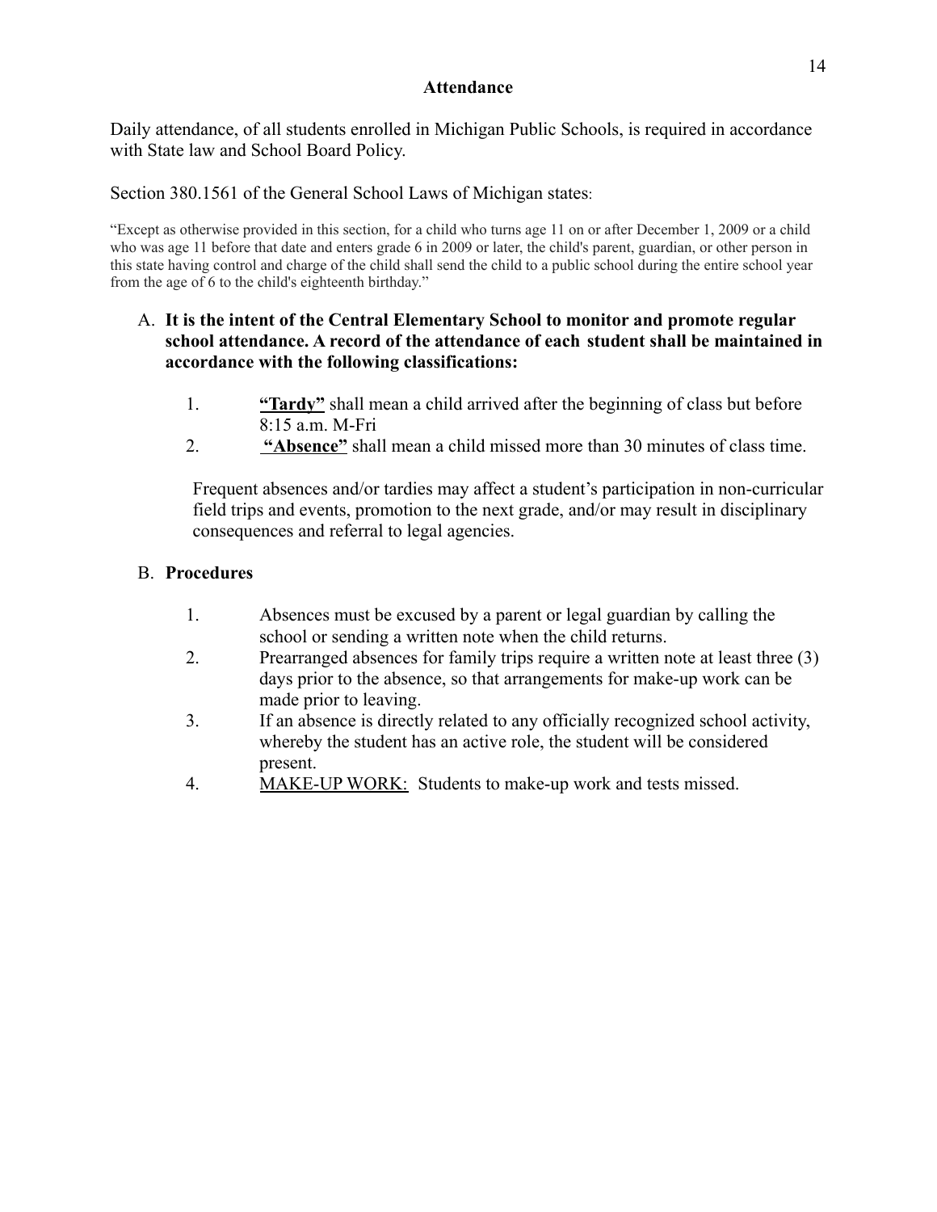# Attendance

Daily attendance, of all students enrolled in Michigan Public Schools, is required in accordance with State law and School Board Policy.

Section 380.1561 of the General School Laws of Michigan states:

"Except as otherwise provided in this section, for a child who turns age 11 on or after December 1, 2009 or a child who was age 11 before that date and enters grade 6 in 2009 or later, the child's parent, guardian, or other person in this state having control and charge of the child shall send the child to a public school during the entire school year from the age of 6 to the child's eighteenth birthday."

A. **It is the intent of the Central Elementary School to monitor and promote regular school attendance. A record of the attendance of each student shall be maintained in accordance with the following classifications:**

1. **"Tardy"** shall mean a child arrived after the beginning of class but before 8:15 a.m. M-Fri
2. **"Absence"** shall mean a child missed more than 30 minutes of class time.

Frequent absences and/or tardies may affect a student's participation in non-curricular field trips and events, promotion to the next grade, and/or may result in disciplinary consequences and referral to legal agencies.

B. **Procedures**

1. Absences must be excused by a parent or legal guardian by calling the school or sending a written note when the child returns.
2. Prearranged absences for family trips require a written note at least three (3) days prior to the absence, so that arrangements for make-up work can be made prior to leaving.
3. If an absence is directly related to any officially recognized school activity, whereby the student has an active role, the student will be considered present.
4. MAKE-UP WORK: Students to make-up work and tests missed.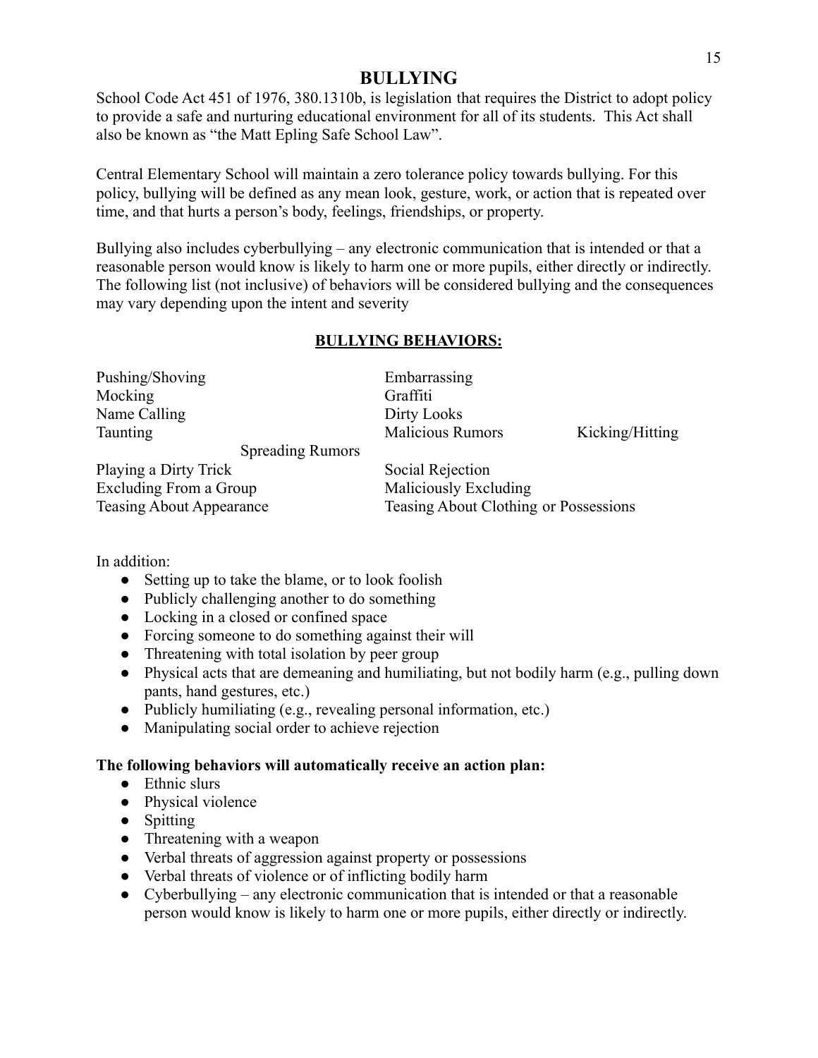# BULLYING

School Code Act 451 of 1976, 380.1310b, is legislation that requires the District to adopt policy to provide a safe and nurturing educational environment for all of its students. This Act shall also be known as "the Matt Epling Safe School Law".

Central Elementary School will maintain a zero tolerance policy towards bullying. For this policy, bullying will be defined as any mean look, gesture, work, or action that is repeated over time, and that hurts a person's body, feelings, friendships, or property.

Bullying also includes cyberbullying – any electronic communication that is intended or that a reasonable person would know is likely to harm one or more pupils, either directly or indirectly. The following list (not inclusive) of behaviors will be considered bullying and the consequences may vary depending upon the intent and severity

**BULLYING BEHAVIORS:**

- Pushing/Shoving
- Mocking
- Name Calling
- Taunting
- Spreading Rumors
- Playing a Dirty Trick
- Excluding From a Group
- Teasing About Appearance
- Embarrassing
- Graffiti
- Dirty Looks
- Malicious Rumors
- Kicking/Hitting
- Social Rejection
- Maliciously Excluding
- Teasing About Clothing or Possessions

In addition:

- Setting up to take the blame, or to look foolish
- Publicly challenging another to do something
- Locking in a closed or confined space
- Forcing someone to do something against their will
- Threatening with total isolation by peer group
- Physical acts that are demeaning and humiliating, but not bodily harm (e.g., pulling down pants, hand gestures, etc.)
- Publicly humiliating (e.g., revealing personal information, etc.)
- Manipulating social order to achieve rejection

**The following behaviors will automatically receive an action plan:**

- Ethnic slurs
- Physical violence
- Spitting
- Threatening with a weapon
- Verbal threats of aggression against property or possessions
- Verbal threats of violence or of inflicting bodily harm
- Cyberbullying – any electronic communication that is intended or that a reasonable person would know is likely to harm one or more pupils, either directly or indirectly.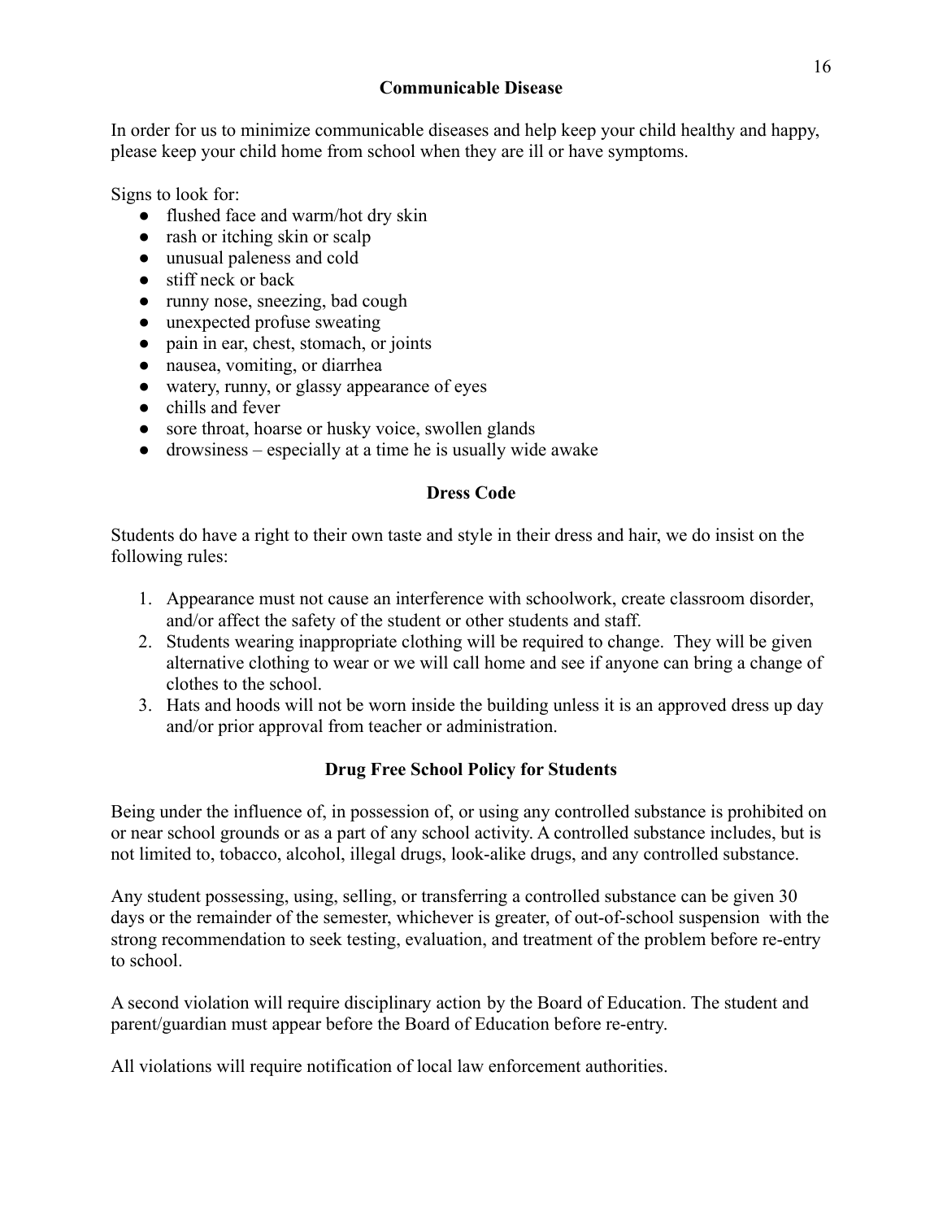## Communicable Disease

In order for us to minimize communicable diseases and help keep your child healthy and happy, please keep your child home from school when they are ill or have symptoms.

Signs to look for:

- flushed face and warm/hot dry skin
- rash or itching skin or scalp
- unusual paleness and cold
- stiff neck or back
- runny nose, sneezing, bad cough
- unexpected profuse sweating
- pain in ear, chest, stomach, or joints
- nausea, vomiting, or diarrhea
- watery, runny, or glassy appearance of eyes
- chills and fever
- sore throat, hoarse or husky voice, swollen glands
- drowsiness – especially at a time he is usually wide awake

## Dress Code

Students do have a right to their own taste and style in their dress and hair, we do insist on the following rules:

1. Appearance must not cause an interference with schoolwork, create classroom disorder, and/or affect the safety of the student or other students and staff.
2. Students wearing inappropriate clothing will be required to change. They will be given alternative clothing to wear or we will call home and see if anyone can bring a change of clothes to the school.
3. Hats and hoods will not be worn inside the building unless it is an approved dress up day and/or prior approval from teacher or administration.

## Drug Free School Policy for Students

Being under the influence of, in possession of, or using any controlled substance is prohibited on or near school grounds or as a part of any school activity. A controlled substance includes, but is not limited to, tobacco, alcohol, illegal drugs, look-alike drugs, and any controlled substance.

Any student possessing, using, selling, or transferring a controlled substance can be given 30 days or the remainder of the semester, whichever is greater, of out-of-school suspension with the strong recommendation to seek testing, evaluation, and treatment of the problem before re-entry to school.

A second violation will require disciplinary action by the Board of Education. The student and parent/guardian must appear before the Board of Education before re-entry.

All violations will require notification of local law enforcement authorities.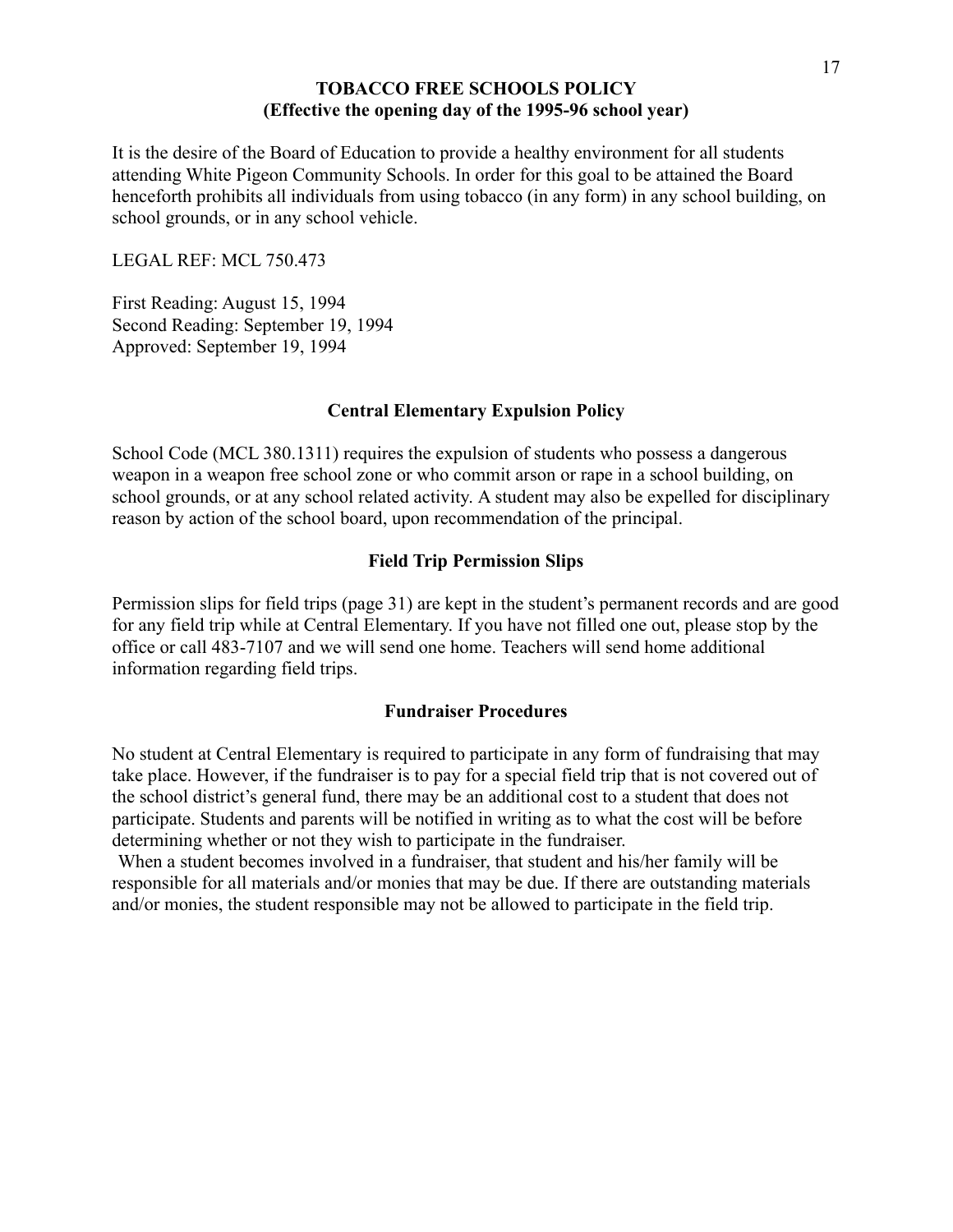## TOBACCO FREE SCHOOLS POLICY
**(Effective the opening day of the 1995-96 school year)**

It is the desire of the Board of Education to provide a healthy environment for all students attending White Pigeon Community Schools. In order for this goal to be attained the Board henceforth prohibits all individuals from using tobacco (in any form) in any school building, on school grounds, or in any school vehicle.

LEGAL REF: MCL 750.473

First Reading: August 15, 1994
Second Reading: September 19, 1994
Approved: September 19, 1994

## Central Elementary Expulsion Policy

School Code (MCL 380.1311) requires the expulsion of students who possess a dangerous weapon in a weapon free school zone or who commit arson or rape in a school building, on school grounds, or at any school related activity. A student may also be expelled for disciplinary reason by action of the school board, upon recommendation of the principal.

## Field Trip Permission Slips

Permission slips for field trips (page 31) are kept in the student's permanent records and are good for any field trip while at Central Elementary. If you have not filled one out, please stop by the office or call 483-7107 and we will send one home. Teachers will send home additional information regarding field trips.

## Fundraiser Procedures

No student at Central Elementary is required to participate in any form of fundraising that may take place. However, if the fundraiser is to pay for a special field trip that is not covered out of the school district's general fund, there may be an additional cost to a student that does not participate. Students and parents will be notified in writing as to what the cost will be before determining whether or not they wish to participate in the fundraiser.

When a student becomes involved in a fundraiser, that student and his/her family will be responsible for all materials and/or monies that may be due. If there are outstanding materials and/or monies, the student responsible may not be allowed to participate in the field trip.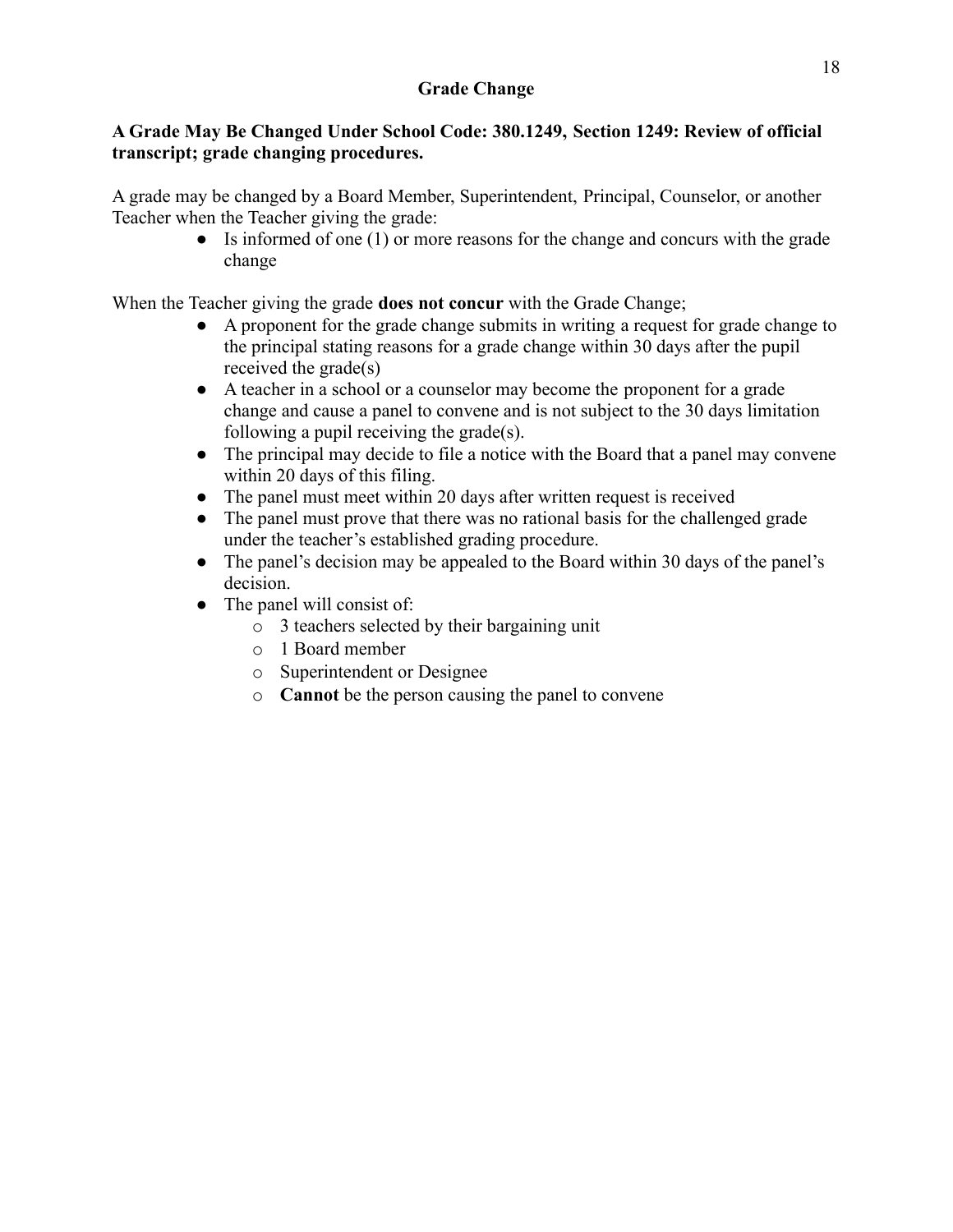## Grade Change

**A Grade May Be Changed Under School Code: 380.1249, Section 1249: Review of official transcript; grade changing procedures.**

A grade may be changed by a Board Member, Superintendent, Principal, Counselor, or another Teacher when the Teacher giving the grade:

- Is informed of one (1) or more reasons for the change and concurs with the grade change

When the Teacher giving the grade **does not concur** with the Grade Change;

- A proponent for the grade change submits in writing a request for grade change to the principal stating reasons for a grade change within 30 days after the pupil received the grade(s)
- A teacher in a school or a counselor may become the proponent for a grade change and cause a panel to convene and is not subject to the 30 days limitation following a pupil receiving the grade(s).
- The principal may decide to file a notice with the Board that a panel may convene within 20 days of this filing.
- The panel must meet within 20 days after written request is received
- The panel must prove that there was no rational basis for the challenged grade under the teacher's established grading procedure.
- The panel's decision may be appealed to the Board within 30 days of the panel's decision.
- The panel will consist of:
  - 3 teachers selected by their bargaining unit
  - 1 Board member
  - Superintendent or Designee
  - **Cannot** be the person causing the panel to convene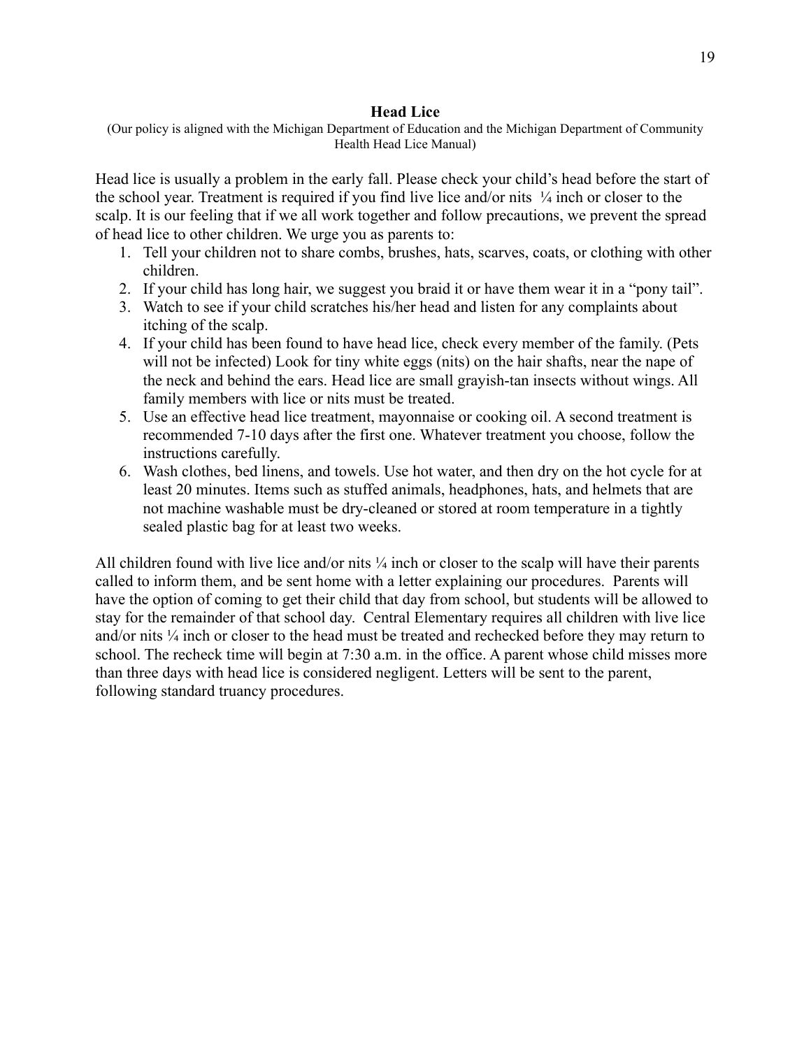## Head Lice

(Our policy is aligned with the Michigan Department of Education and the Michigan Department of Community Health Head Lice Manual)

Head lice is usually a problem in the early fall. Please check your child's head before the start of the school year. Treatment is required if you find live lice and/or nits ¼ inch or closer to the scalp. It is our feeling that if we all work together and follow precautions, we prevent the spread of head lice to other children. We urge you as parents to:

1. Tell your children not to share combs, brushes, hats, scarves, coats, or clothing with other children.
2. If your child has long hair, we suggest you braid it or have them wear it in a "pony tail".
3. Watch to see if your child scratches his/her head and listen for any complaints about itching of the scalp.
4. If your child has been found to have head lice, check every member of the family. (Pets will not be infected) Look for tiny white eggs (nits) on the hair shafts, near the nape of the neck and behind the ears. Head lice are small grayish-tan insects without wings. All family members with lice or nits must be treated.
5. Use an effective head lice treatment, mayonnaise or cooking oil. A second treatment is recommended 7-10 days after the first one. Whatever treatment you choose, follow the instructions carefully.
6. Wash clothes, bed linens, and towels. Use hot water, and then dry on the hot cycle for at least 20 minutes. Items such as stuffed animals, headphones, hats, and helmets that are not machine washable must be dry-cleaned or stored at room temperature in a tightly sealed plastic bag for at least two weeks.

All children found with live lice and/or nits ¼ inch or closer to the scalp will have their parents called to inform them, and be sent home with a letter explaining our procedures. Parents will have the option of coming to get their child that day from school, but students will be allowed to stay for the remainder of that school day. Central Elementary requires all children with live lice and/or nits ¼ inch or closer to the head must be treated and rechecked before they may return to school. The recheck time will begin at 7:30 a.m. in the office. A parent whose child misses more than three days with head lice is considered negligent. Letters will be sent to the parent, following standard truancy procedures.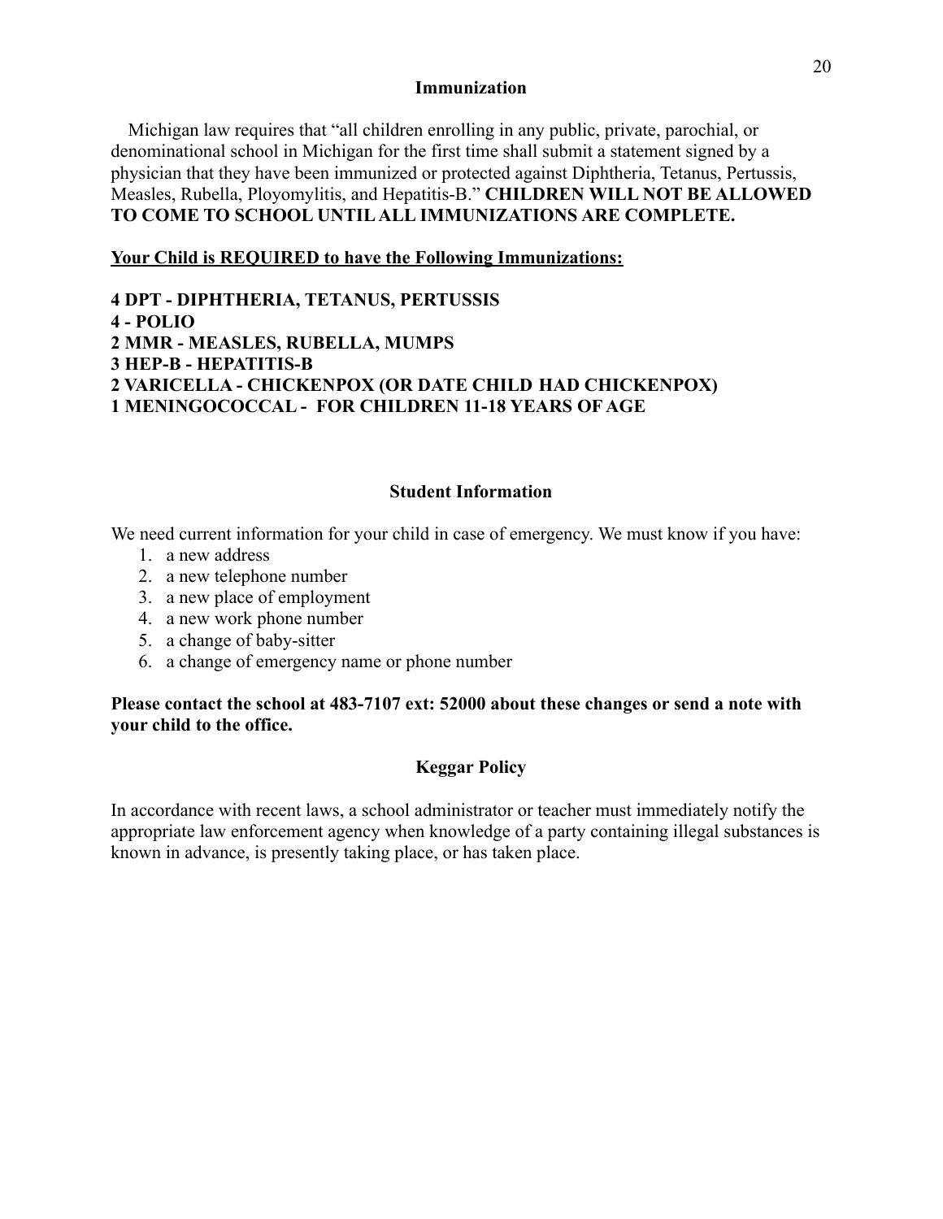## Immunization

Michigan law requires that "all children enrolling in any public, private, parochial, or denominational school in Michigan for the first time shall submit a statement signed by a physician that they have been immunized or protected against Diphtheria, Tetanus, Pertussis, Measles, Rubella, Ployomylitis, and Hepatitis-B." **CHILDREN WILL NOT BE ALLOWED TO COME TO SCHOOL UNTIL ALL IMMUNIZATIONS ARE COMPLETE.**

**<u>Your Child is REQUIRED to have the Following Immunizations:</u>**

**4 DPT - DIPHTHERIA, TETANUS, PERTUSSIS**
**4 - POLIO**
**2 MMR - MEASLES, RUBELLA, MUMPS**
**3 HEP-B - HEPATITIS-B**
**2 VARICELLA - CHICKENPOX (OR DATE CHILD HAD CHICKENPOX)**
**1 MENINGOCOCCAL - FOR CHILDREN 11-18 YEARS OF AGE**

## Student Information

We need current information for your child in case of emergency. We must know if you have:

1. a new address
2. a new telephone number
3. a new place of employment
4. a new work phone number
5. a change of baby-sitter
6. a change of emergency name or phone number

**Please contact the school at 483-7107 ext: 52000 about these changes or send a note with your child to the office.**

## Keggar Policy

In accordance with recent laws, a school administrator or teacher must immediately notify the appropriate law enforcement agency when knowledge of a party containing illegal substances is known in advance, is presently taking place, or has taken place.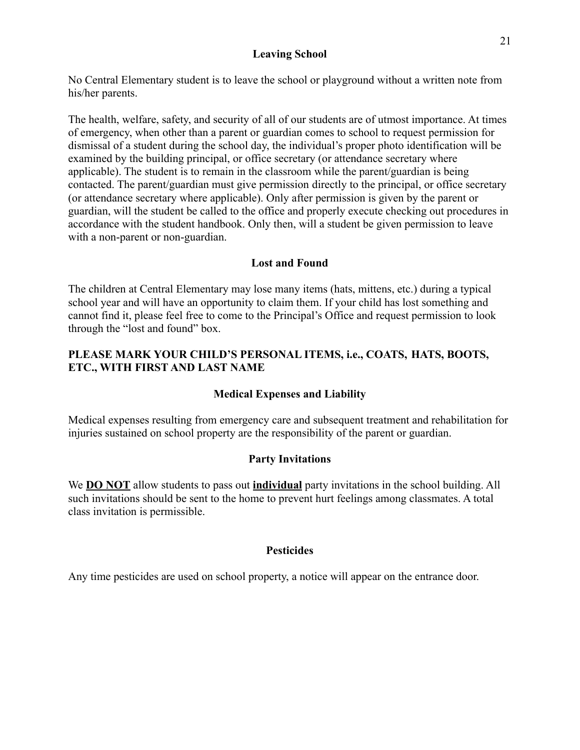## Leaving School

No Central Elementary student is to leave the school or playground without a written note from his/her parents.

The health, welfare, safety, and security of all of our students are of utmost importance. At times of emergency, when other than a parent or guardian comes to school to request permission for dismissal of a student during the school day, the individual's proper photo identification will be examined by the building principal, or office secretary (or attendance secretary where applicable). The student is to remain in the classroom while the parent/guardian is being contacted. The parent/guardian must give permission directly to the principal, or office secretary (or attendance secretary where applicable). Only after permission is given by the parent or guardian, will the student be called to the office and properly execute checking out procedures in accordance with the student handbook. Only then, will a student be given permission to leave with a non-parent or non-guardian.

## Lost and Found

The children at Central Elementary may lose many items (hats, mittens, etc.) during a typical school year and will have an opportunity to claim them. If your child has lost something and cannot find it, please feel free to come to the Principal's Office and request permission to look through the "lost and found" box.

**PLEASE MARK YOUR CHILD'S PERSONAL ITEMS, i.e., COATS, HATS, BOOTS, ETC., WITH FIRST AND LAST NAME**

## Medical Expenses and Liability

Medical expenses resulting from emergency care and subsequent treatment and rehabilitation for injuries sustained on school property are the responsibility of the parent or guardian.

## Party Invitations

We **DO NOT** allow students to pass out **individual** party invitations in the school building. All such invitations should be sent to the home to prevent hurt feelings among classmates. A total class invitation is permissible.

## Pesticides

Any time pesticides are used on school property, a notice will appear on the entrance door.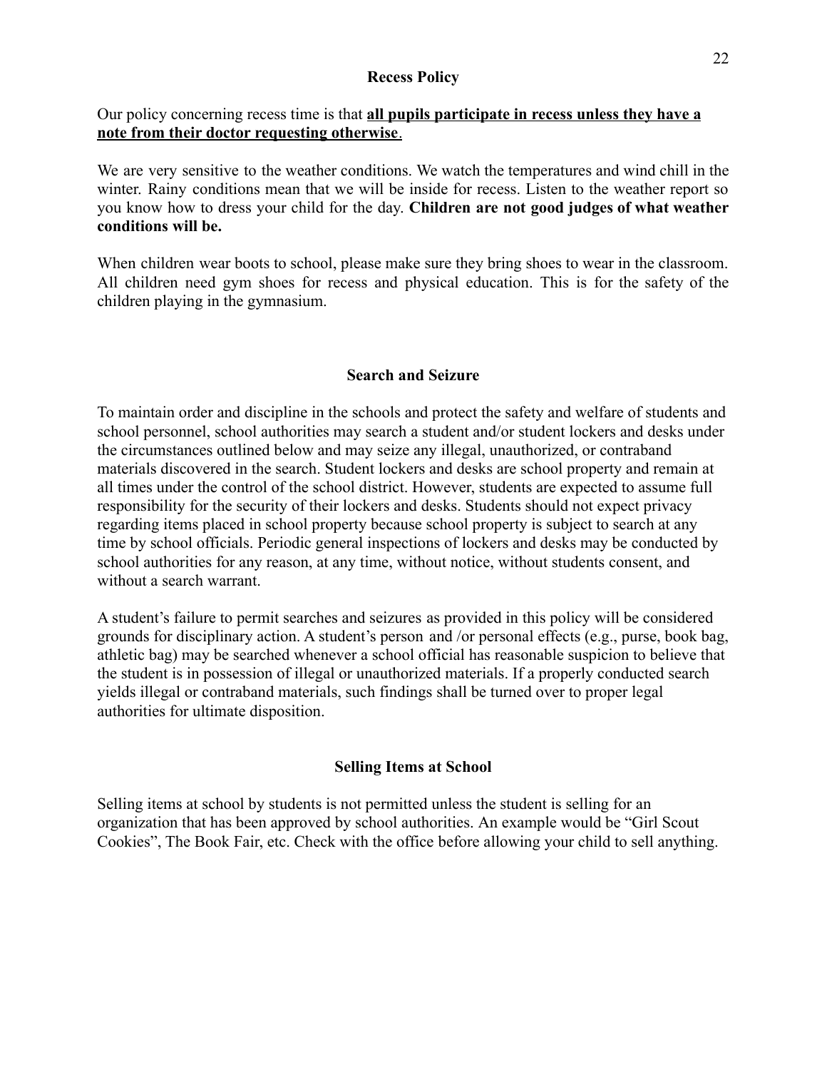## Recess Policy

Our policy concerning recess time is that **all pupils participate in recess unless they have a note from their doctor requesting otherwise**.

We are very sensitive to the weather conditions. We watch the temperatures and wind chill in the winter. Rainy conditions mean that we will be inside for recess. Listen to the weather report so you know how to dress your child for the day. **Children are not good judges of what weather conditions will be.**

When children wear boots to school, please make sure they bring shoes to wear in the classroom. All children need gym shoes for recess and physical education. This is for the safety of the children playing in the gymnasium.

## Search and Seizure

To maintain order and discipline in the schools and protect the safety and welfare of students and school personnel, school authorities may search a student and/or student lockers and desks under the circumstances outlined below and may seize any illegal, unauthorized, or contraband materials discovered in the search. Student lockers and desks are school property and remain at all times under the control of the school district. However, students are expected to assume full responsibility for the security of their lockers and desks. Students should not expect privacy regarding items placed in school property because school property is subject to search at any time by school officials. Periodic general inspections of lockers and desks may be conducted by school authorities for any reason, at any time, without notice, without students consent, and without a search warrant.

A student's failure to permit searches and seizures as provided in this policy will be considered grounds for disciplinary action. A student's person and /or personal effects (e.g., purse, book bag, athletic bag) may be searched whenever a school official has reasonable suspicion to believe that the student is in possession of illegal or unauthorized materials. If a properly conducted search yields illegal or contraband materials, such findings shall be turned over to proper legal authorities for ultimate disposition.

## Selling Items at School

Selling items at school by students is not permitted unless the student is selling for an organization that has been approved by school authorities. An example would be "Girl Scout Cookies", The Book Fair, etc. Check with the office before allowing your child to sell anything.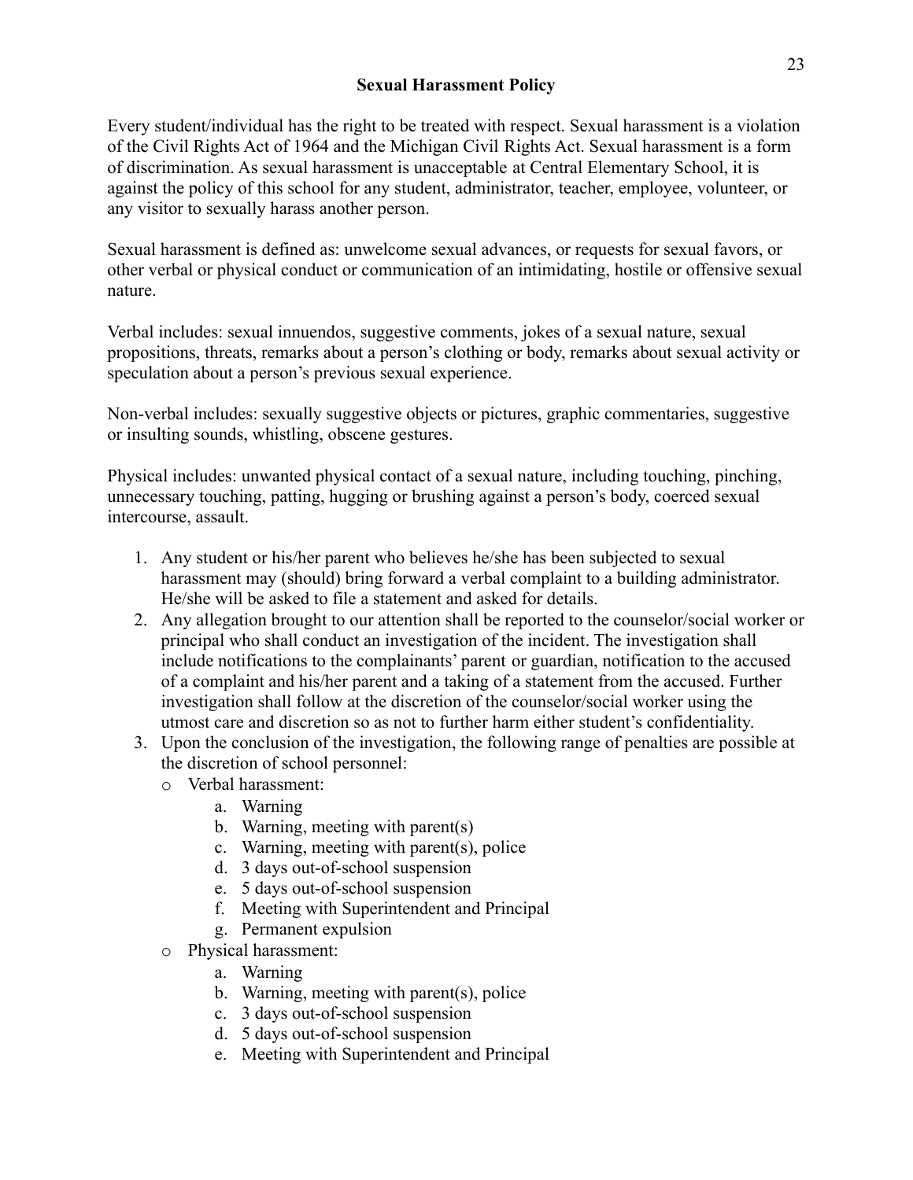## Sexual Harassment Policy

Every student/individual has the right to be treated with respect. Sexual harassment is a violation of the Civil Rights Act of 1964 and the Michigan Civil Rights Act. Sexual harassment is a form of discrimination. As sexual harassment is unacceptable at Central Elementary School, it is against the policy of this school for any student, administrator, teacher, employee, volunteer, or any visitor to sexually harass another person.

Sexual harassment is defined as: unwelcome sexual advances, or requests for sexual favors, or other verbal or physical conduct or communication of an intimidating, hostile or offensive sexual nature.

Verbal includes: sexual innuendos, suggestive comments, jokes of a sexual nature, sexual propositions, threats, remarks about a person's clothing or body, remarks about sexual activity or speculation about a person's previous sexual experience.

Non-verbal includes: sexually suggestive objects or pictures, graphic commentaries, suggestive or insulting sounds, whistling, obscene gestures.

Physical includes: unwanted physical contact of a sexual nature, including touching, pinching, unnecessary touching, patting, hugging or brushing against a person's body, coerced sexual intercourse, assault.

1. Any student or his/her parent who believes he/she has been subjected to sexual harassment may (should) bring forward a verbal complaint to a building administrator. He/she will be asked to file a statement and asked for details.
2. Any allegation brought to our attention shall be reported to the counselor/social worker or principal who shall conduct an investigation of the incident. The investigation shall include notifications to the complainants' parent or guardian, notification to the accused of a complaint and his/her parent and a taking of a statement from the accused. Further investigation shall follow at the discretion of the counselor/social worker using the utmost care and discretion so as not to further harm either student's confidentiality.
3. Upon the conclusion of the investigation, the following range of penalties are possible at the discretion of school personnel:
   - Verbal harassment:
     a. Warning
     b. Warning, meeting with parent(s)
     c. Warning, meeting with parent(s), police
     d. 3 days out-of-school suspension
     e. 5 days out-of-school suspension
     f. Meeting with Superintendent and Principal
     g. Permanent expulsion
   - Physical harassment:
     a. Warning
     b. Warning, meeting with parent(s), police
     c. 3 days out-of-school suspension
     d. 5 days out-of-school suspension
     e. Meeting with Superintendent and Principal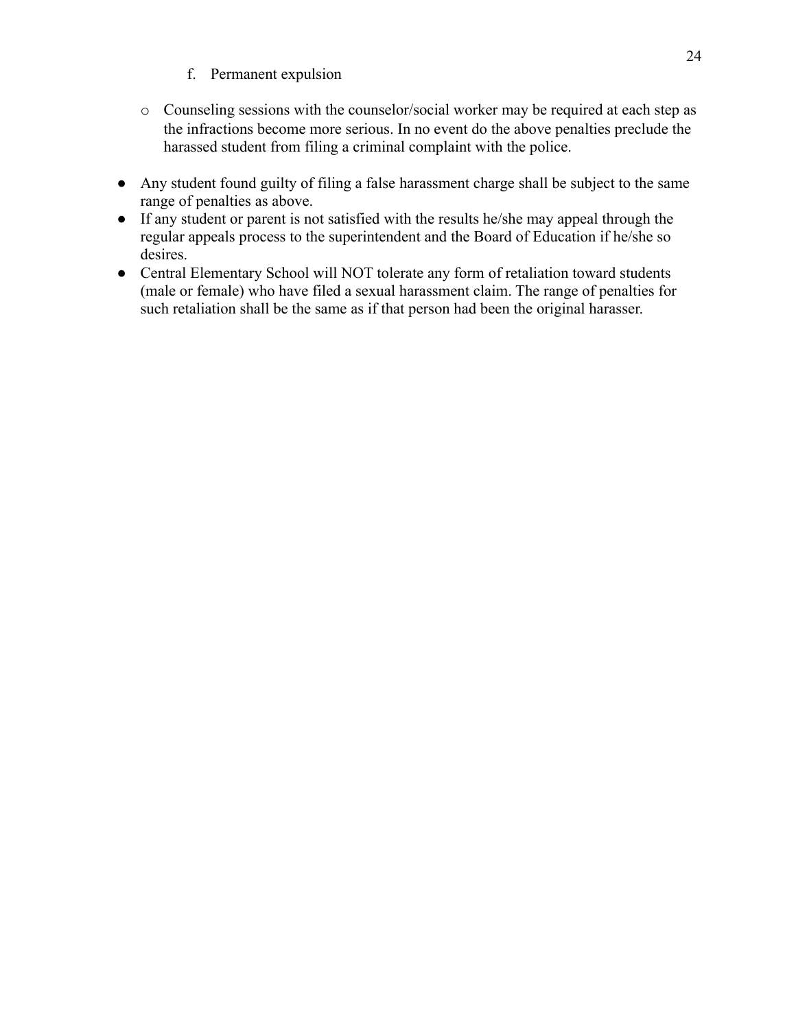f. Permanent expulsion

- Counseling sessions with the counselor/social worker may be required at each step as the infractions become more serious. In no event do the above penalties preclude the harassed student from filing a criminal complaint with the police.

- Any student found guilty of filing a false harassment charge shall be subject to the same range of penalties as above.
- If any student or parent is not satisfied with the results he/she may appeal through the regular appeals process to the superintendent and the Board of Education if he/she so desires.
- Central Elementary School will NOT tolerate any form of retaliation toward students (male or female) who have filed a sexual harassment claim. The range of penalties for such retaliation shall be the same as if that person had been the original harasser.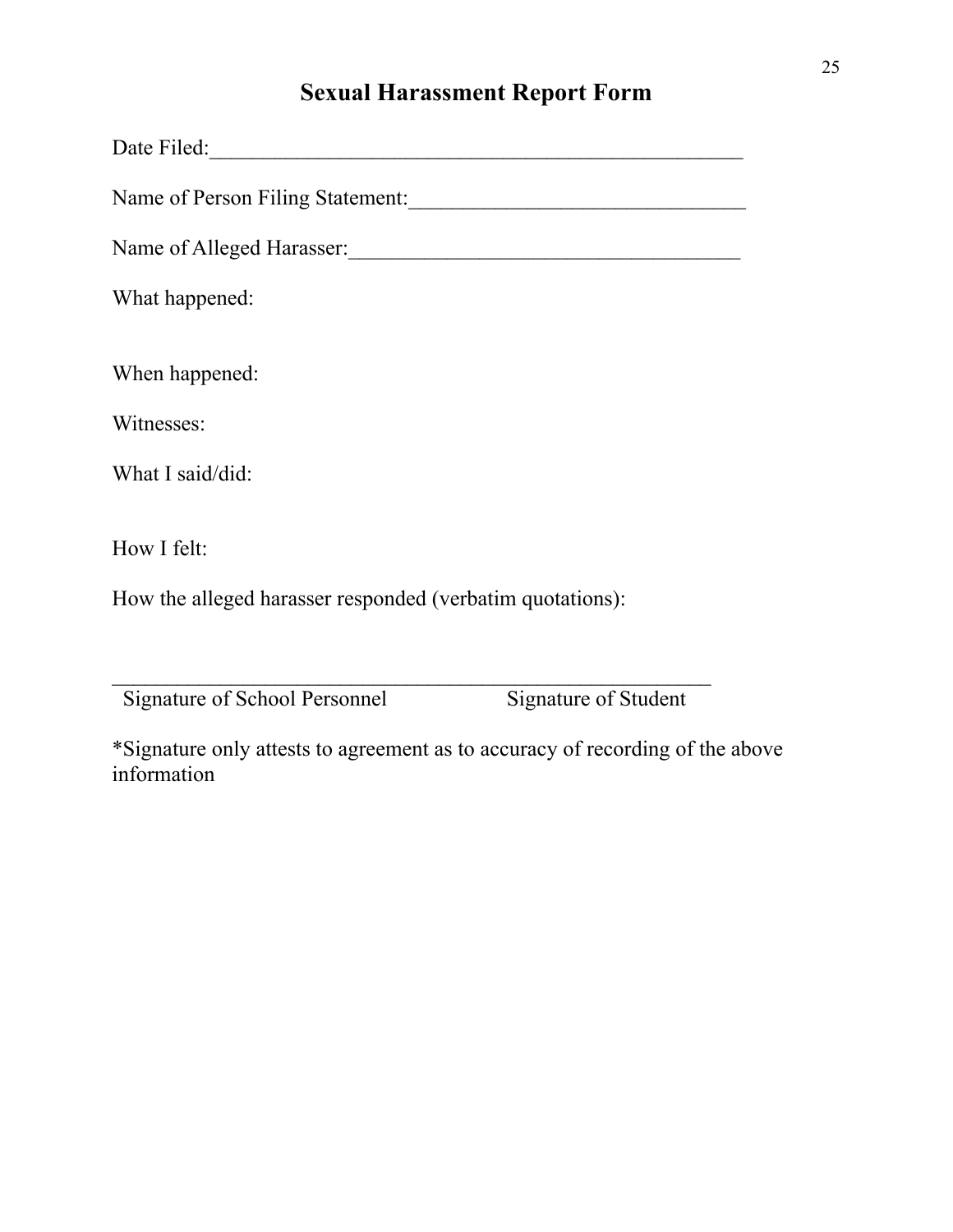# Sexual Harassment Report Form

Date Filed:__________________________________________________

Name of Person Filing Statement:_______________________________

Name of Alleged Harasser:_____________________________________

What happened:

When happened:

Witnesses:

What I said/did:

How I felt:

How the alleged harasser responded (verbatim quotations):

__________________________________________________________

Signature of School Personnel                    Signature of Student

*Signature only attests to agreement as to accuracy of recording of the above information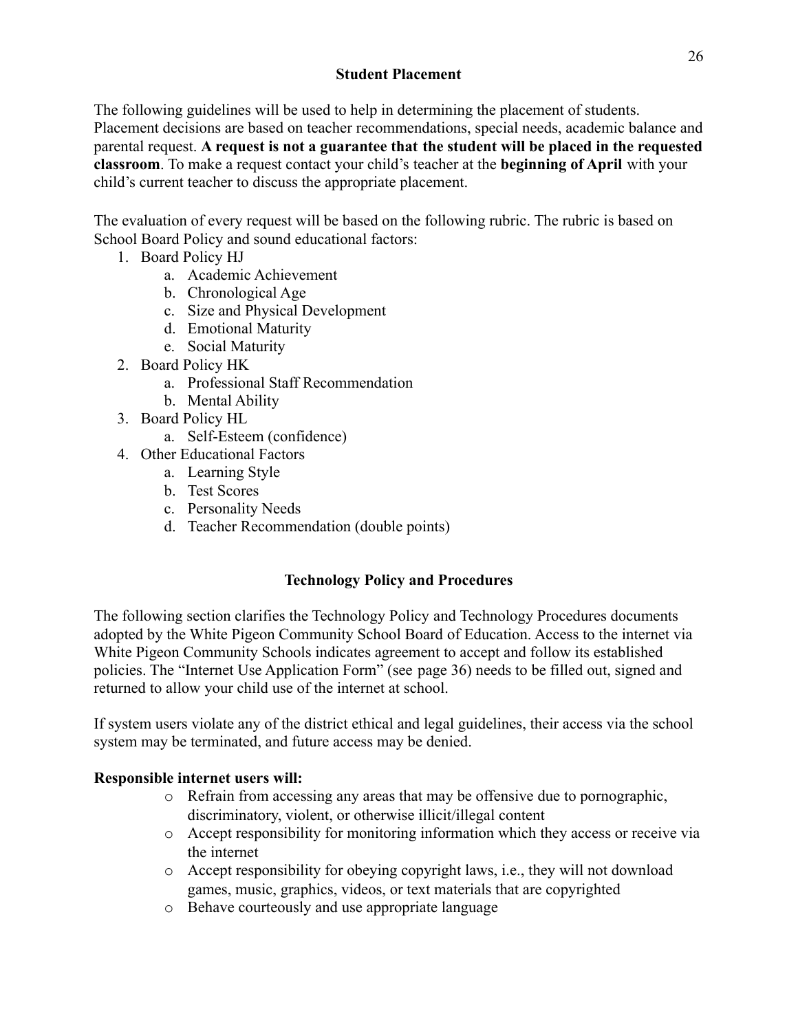## Student Placement

The following guidelines will be used to help in determining the placement of students. Placement decisions are based on teacher recommendations, special needs, academic balance and parental request. **A request is not a guarantee that the student will be placed in the requested classroom**. To make a request contact your child's teacher at the **beginning of April** with your child's current teacher to discuss the appropriate placement.

The evaluation of every request will be based on the following rubric. The rubric is based on School Board Policy and sound educational factors:

1. Board Policy HJ
   a. Academic Achievement
   b. Chronological Age
   c. Size and Physical Development
   d. Emotional Maturity
   e. Social Maturity
2. Board Policy HK
   a. Professional Staff Recommendation
   b. Mental Ability
3. Board Policy HL
   a. Self-Esteem (confidence)
4. Other Educational Factors
   a. Learning Style
   b. Test Scores
   c. Personality Needs
   d. Teacher Recommendation (double points)

## Technology Policy and Procedures

The following section clarifies the Technology Policy and Technology Procedures documents adopted by the White Pigeon Community School Board of Education. Access to the internet via White Pigeon Community Schools indicates agreement to accept and follow its established policies. The "Internet Use Application Form" (see page 36) needs to be filled out, signed and returned to allow your child use of the internet at school.

If system users violate any of the district ethical and legal guidelines, their access via the school system may be terminated, and future access may be denied.

**Responsible internet users will:**

- Refrain from accessing any areas that may be offensive due to pornographic, discriminatory, violent, or otherwise illicit/illegal content
- Accept responsibility for monitoring information which they access or receive via the internet
- Accept responsibility for obeying copyright laws, i.e., they will not download games, music, graphics, videos, or text materials that are copyrighted
- Behave courteously and use appropriate language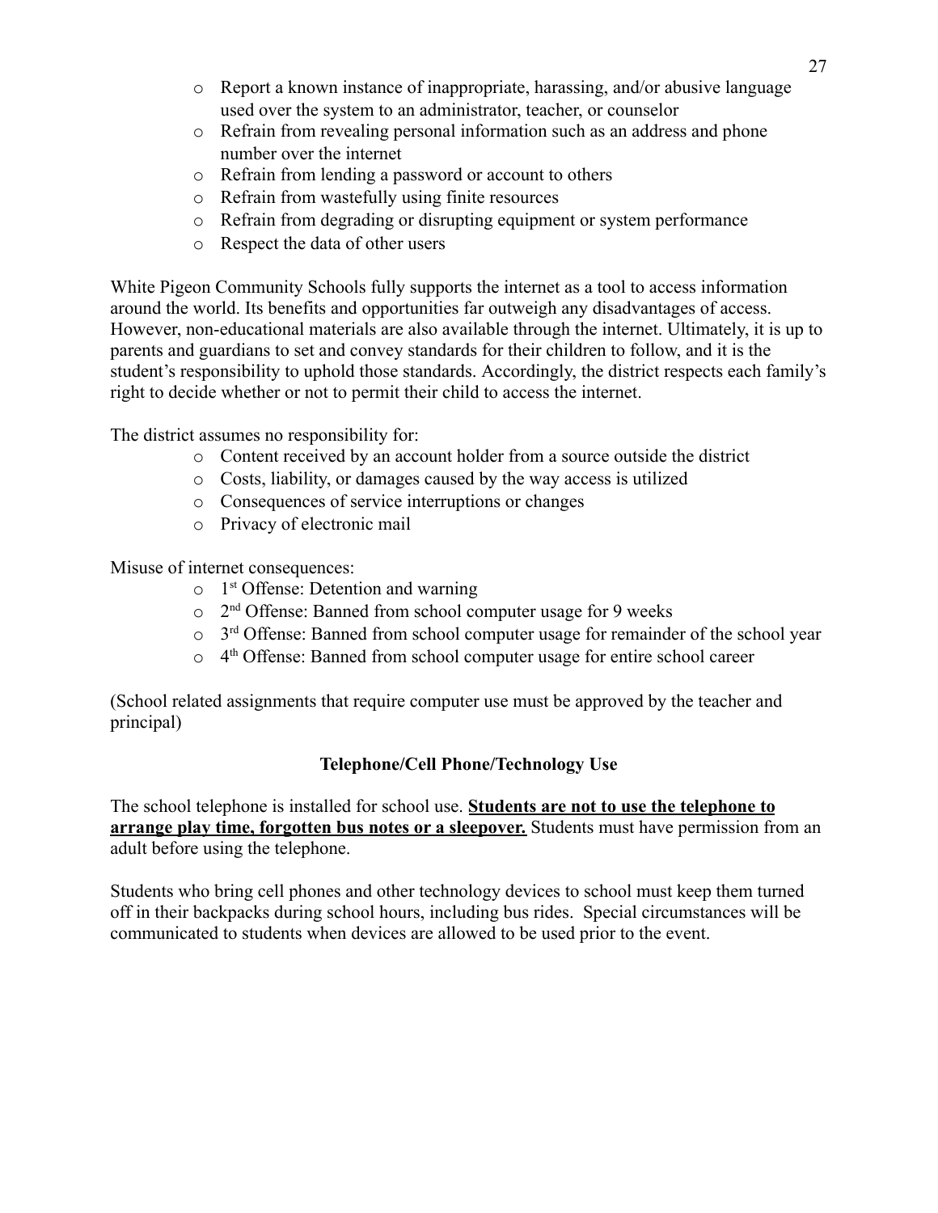- Report a known instance of inappropriate, harassing, and/or abusive language used over the system to an administrator, teacher, or counselor
- Refrain from revealing personal information such as an address and phone number over the internet
- Refrain from lending a password or account to others
- Refrain from wastefully using finite resources
- Refrain from degrading or disrupting equipment or system performance
- Respect the data of other users

White Pigeon Community Schools fully supports the internet as a tool to access information around the world. Its benefits and opportunities far outweigh any disadvantages of access. However, non-educational materials are also available through the internet. Ultimately, it is up to parents and guardians to set and convey standards for their children to follow, and it is the student's responsibility to uphold those standards. Accordingly, the district respects each family's right to decide whether or not to permit their child to access the internet.

The district assumes no responsibility for:

- Content received by an account holder from a source outside the district
- Costs, liability, or damages caused by the way access is utilized
- Consequences of service interruptions or changes
- Privacy of electronic mail

Misuse of internet consequences:

- 1st Offense: Detention and warning
- 2nd Offense: Banned from school computer usage for 9 weeks
- 3rd Offense: Banned from school computer usage for remainder of the school year
- 4th Offense: Banned from school computer usage for entire school career

(School related assignments that require computer use must be approved by the teacher and principal)

## Telephone/Cell Phone/Technology Use

The school telephone is installed for school use. **Students are not to use the telephone to arrange play time, forgotten bus notes or a sleepover.** Students must have permission from an adult before using the telephone.

Students who bring cell phones and other technology devices to school must keep them turned off in their backpacks during school hours, including bus rides. Special circumstances will be communicated to students when devices are allowed to be used prior to the event.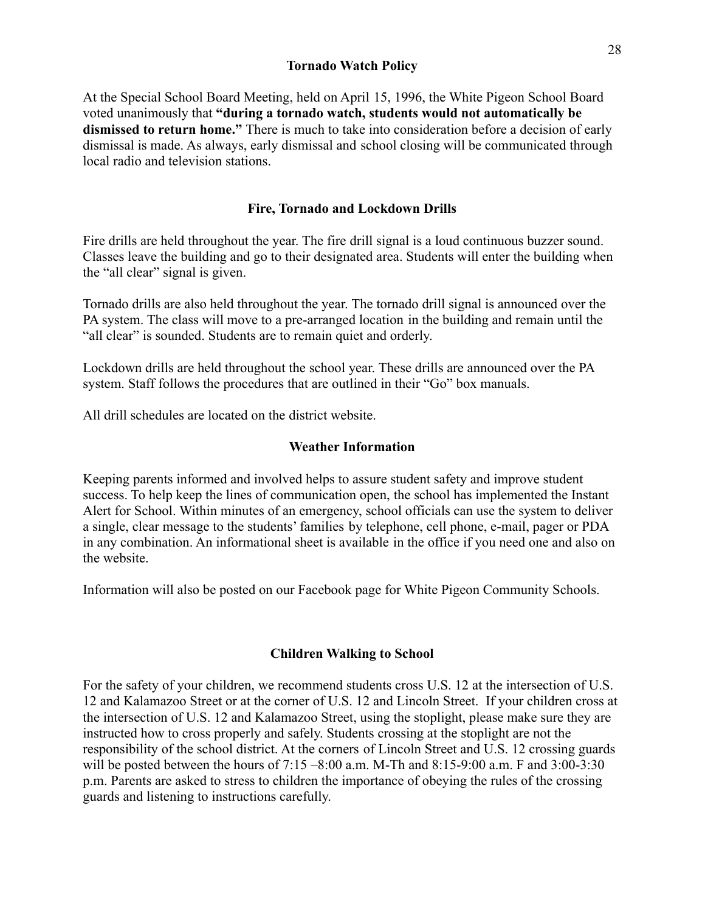## Tornado Watch Policy

At the Special School Board Meeting, held on April 15, 1996, the White Pigeon School Board voted unanimously that **"during a tornado watch, students would not automatically be dismissed to return home."** There is much to take into consideration before a decision of early dismissal is made. As always, early dismissal and school closing will be communicated through local radio and television stations.

## Fire, Tornado and Lockdown Drills

Fire drills are held throughout the year. The fire drill signal is a loud continuous buzzer sound. Classes leave the building and go to their designated area. Students will enter the building when the "all clear" signal is given.

Tornado drills are also held throughout the year. The tornado drill signal is announced over the PA system. The class will move to a pre-arranged location in the building and remain until the "all clear" is sounded. Students are to remain quiet and orderly.

Lockdown drills are held throughout the school year. These drills are announced over the PA system. Staff follows the procedures that are outlined in their "Go" box manuals.

All drill schedules are located on the district website.

## Weather Information

Keeping parents informed and involved helps to assure student safety and improve student success. To help keep the lines of communication open, the school has implemented the Instant Alert for School. Within minutes of an emergency, school officials can use the system to deliver a single, clear message to the students' families by telephone, cell phone, e-mail, pager or PDA in any combination. An informational sheet is available in the office if you need one and also on the website.

Information will also be posted on our Facebook page for White Pigeon Community Schools.

## Children Walking to School

For the safety of your children, we recommend students cross U.S. 12 at the intersection of U.S. 12 and Kalamazoo Street or at the corner of U.S. 12 and Lincoln Street. If your children cross at the intersection of U.S. 12 and Kalamazoo Street, using the stoplight, please make sure they are instructed how to cross properly and safely. Students crossing at the stoplight are not the responsibility of the school district. At the corners of Lincoln Street and U.S. 12 crossing guards will be posted between the hours of 7:15 –8:00 a.m. M-Th and 8:15-9:00 a.m. F and 3:00-3:30 p.m. Parents are asked to stress to children the importance of obeying the rules of the crossing guards and listening to instructions carefully.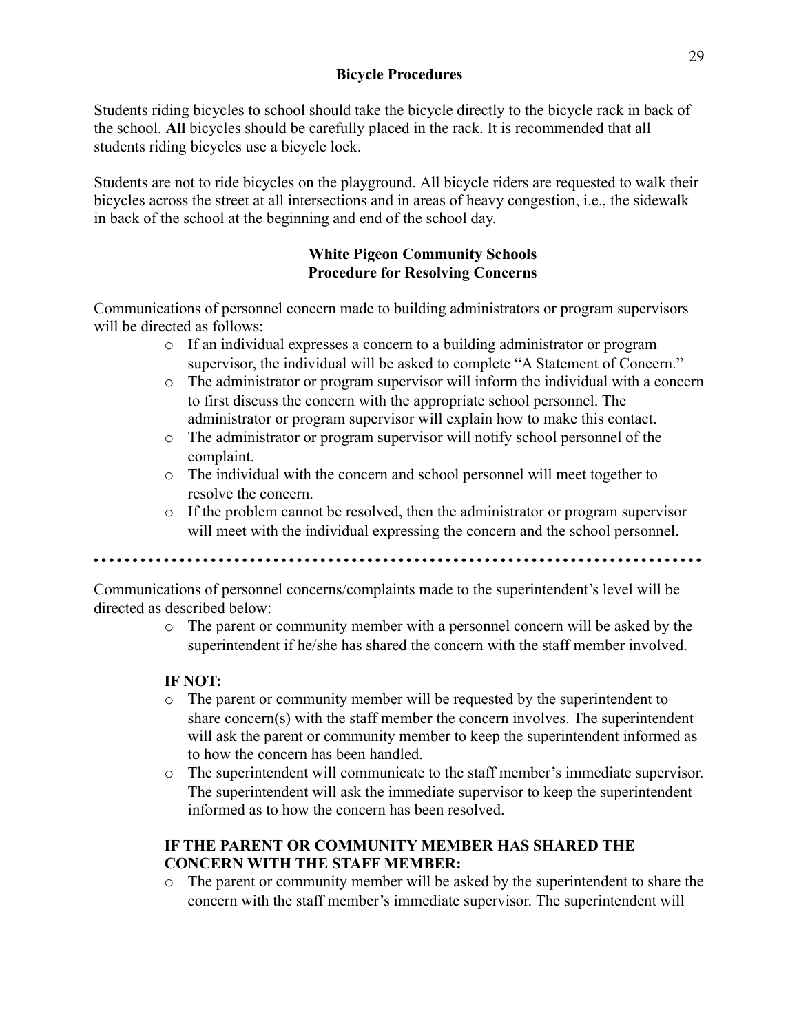## Bicycle Procedures

Students riding bicycles to school should take the bicycle directly to the bicycle rack in back of the school. **All** bicycles should be carefully placed in the rack. It is recommended that all students riding bicycles use a bicycle lock.

Students are not to ride bicycles on the playground. All bicycle riders are requested to walk their bicycles across the street at all intersections and in areas of heavy congestion, i.e., the sidewalk in back of the school at the beginning and end of the school day.

## White Pigeon Community Schools
## Procedure for Resolving Concerns

Communications of personnel concern made to building administrators or program supervisors will be directed as follows:

- If an individual expresses a concern to a building administrator or program supervisor, the individual will be asked to complete "A Statement of Concern."
- The administrator or program supervisor will inform the individual with a concern to first discuss the concern with the appropriate school personnel. The administrator or program supervisor will explain how to make this contact.
- The administrator or program supervisor will notify school personnel of the complaint.
- The individual with the concern and school personnel will meet together to resolve the concern.
- If the problem cannot be resolved, then the administrator or program supervisor will meet with the individual expressing the concern and the school personnel.

..........................................................................

Communications of personnel concerns/complaints made to the superintendent's level will be directed as described below:

- The parent or community member with a personnel concern will be asked by the superintendent if he/she has shared the concern with the staff member involved.

**IF NOT:**

- The parent or community member will be requested by the superintendent to share concern(s) with the staff member the concern involves. The superintendent will ask the parent or community member to keep the superintendent informed as to how the concern has been handled.
- The superintendent will communicate to the staff member's immediate supervisor. The superintendent will ask the immediate supervisor to keep the superintendent informed as to how the concern has been resolved.

**IF THE PARENT OR COMMUNITY MEMBER HAS SHARED THE CONCERN WITH THE STAFF MEMBER:**

- The parent or community member will be asked by the superintendent to share the concern with the staff member's immediate supervisor. The superintendent will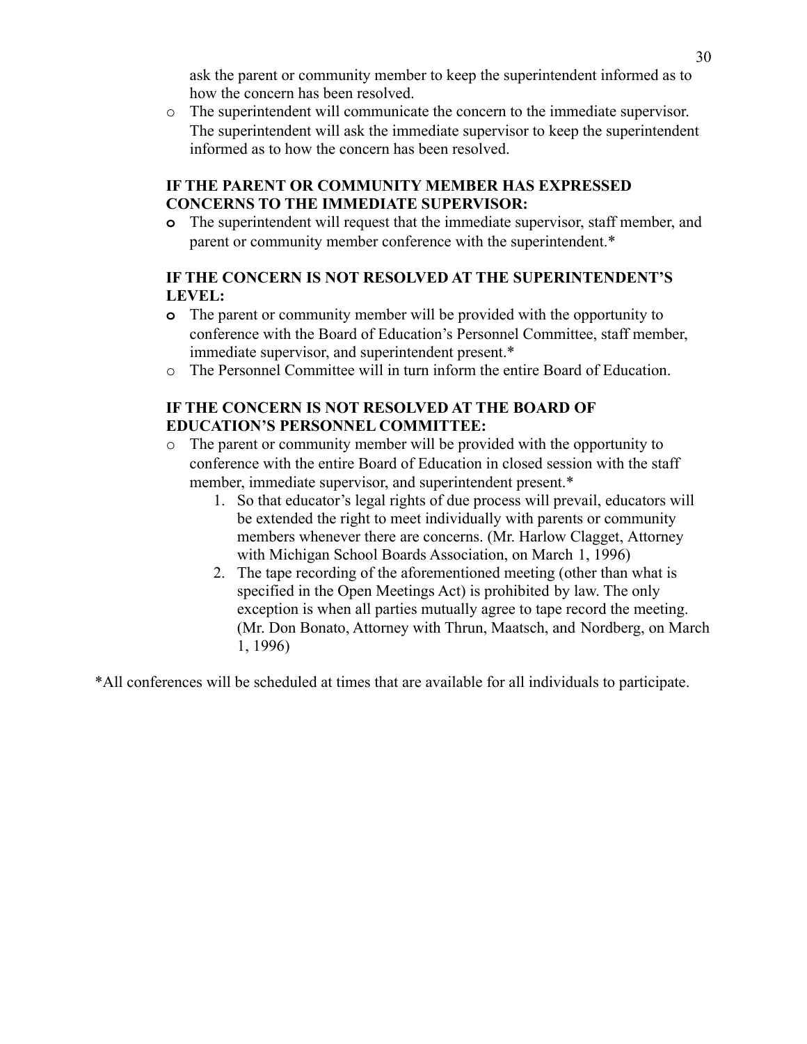ask the parent or community member to keep the superintendent informed as to how the concern has been resolved.

- The superintendent will communicate the concern to the immediate supervisor. The superintendent will ask the immediate supervisor to keep the superintendent informed as to how the concern has been resolved.

**IF THE PARENT OR COMMUNITY MEMBER HAS EXPRESSED CONCERNS TO THE IMMEDIATE SUPERVISOR:**

- The superintendent will request that the immediate supervisor, staff member, and parent or community member conference with the superintendent.*

**IF THE CONCERN IS NOT RESOLVED AT THE SUPERINTENDENT'S LEVEL:**

- The parent or community member will be provided with the opportunity to conference with the Board of Education's Personnel Committee, staff member, immediate supervisor, and superintendent present.*
- The Personnel Committee will in turn inform the entire Board of Education.

**IF THE CONCERN IS NOT RESOLVED AT THE BOARD OF EDUCATION'S PERSONNEL COMMITTEE:**

- The parent or community member will be provided with the opportunity to conference with the entire Board of Education in closed session with the staff member, immediate supervisor, and superintendent present.*
  1. So that educator's legal rights of due process will prevail, educators will be extended the right to meet individually with parents or community members whenever there are concerns. (Mr. Harlow Clagget, Attorney with Michigan School Boards Association, on March 1, 1996)
  2. The tape recording of the aforementioned meeting (other than what is specified in the Open Meetings Act) is prohibited by law. The only exception is when all parties mutually agree to tape record the meeting. (Mr. Don Bonato, Attorney with Thrun, Maatsch, and Nordberg, on March 1, 1996)

*All conferences will be scheduled at times that are available for all individuals to participate.